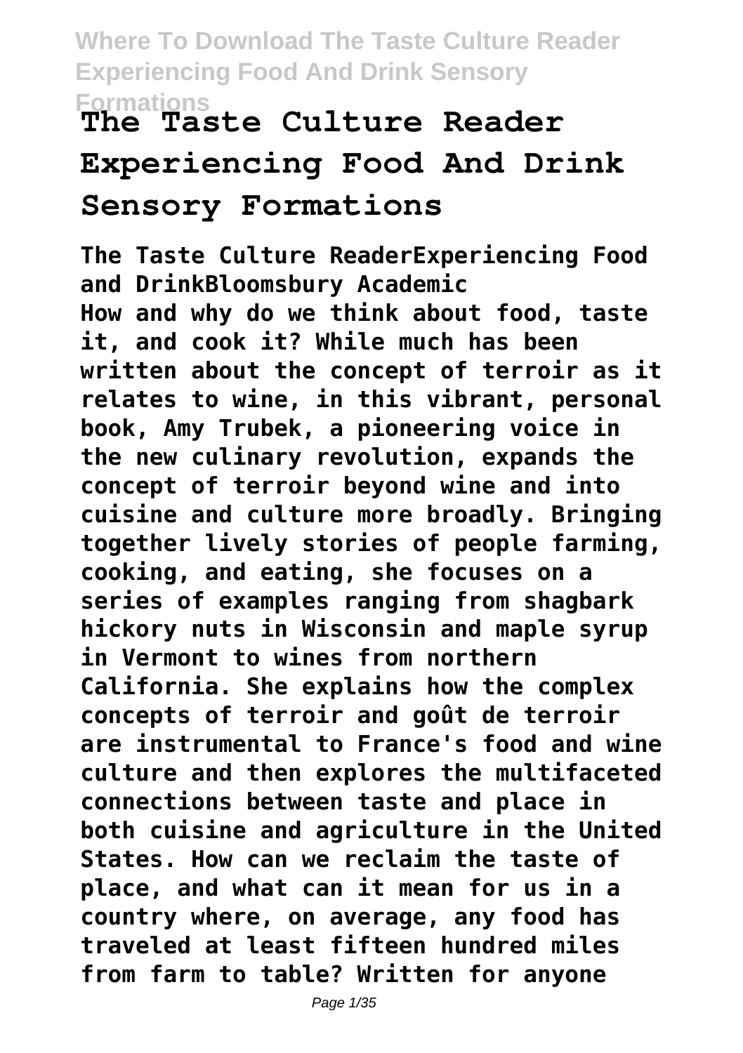# The Taste Culture Reader Experiencing Food And Drink Sensory Formations

**The Taste Culture ReaderExperiencing Food and DrinkBloomsbury Academic**

**How and why do we think about food, taste it, and cook it? While much has been written about the concept of terroir as it relates to wine, in this vibrant, personal book, Amy Trubek, a pioneering voice in the new culinary revolution, expands the concept of terroir beyond wine and into cuisine and culture more broadly. Bringing together lively stories of people farming, cooking, and eating, she focuses on a series of examples ranging from shagbark hickory nuts in Wisconsin and maple syrup in Vermont to wines from northern California. She explains how the complex concepts of terroir and goût de terroir are instrumental to France's food and wine culture and then explores the multifaceted connections between taste and place in both cuisine and agriculture in the United States. How can we reclaim the taste of place, and what can it mean for us in a country where, on average, any food has traveled at least fifteen hundred miles from farm to table? Written for anyone**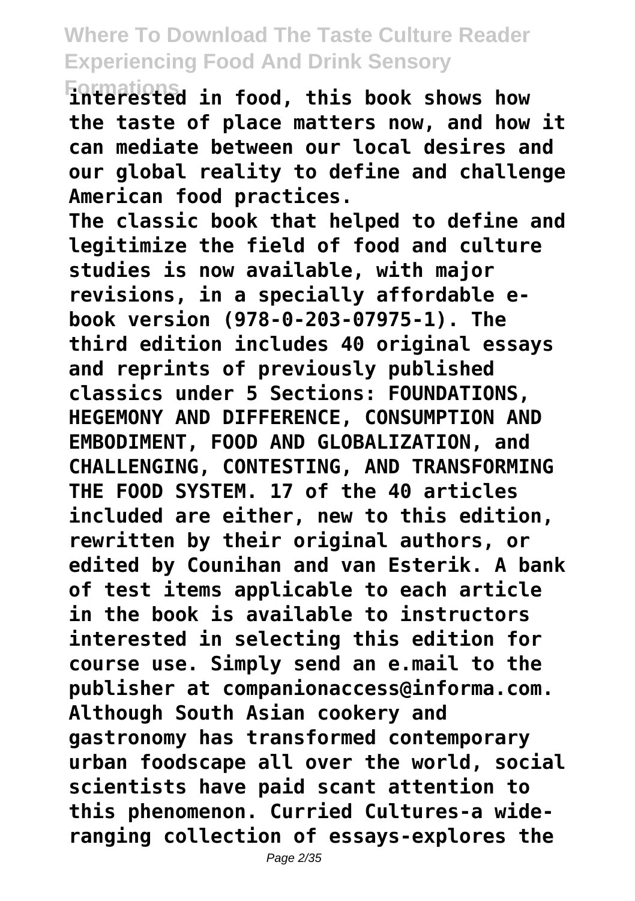interested in food, this book shows how the taste of place matters now, and how it can mediate between our local desires and our global reality to define and challenge American food practices.

The classic book that helped to define and legitimize the field of food and culture studies is now available, with major revisions, in a specially affordable e-book version (978-0-203-07975-1). The third edition includes 40 original essays and reprints of previously published classics under 5 Sections: FOUNDATIONS, HEGEMONY AND DIFFERENCE, CONSUMPTION AND EMBODIMENT, FOOD AND GLOBALIZATION, and CHALLENGING, CONTESTING, AND TRANSFORMING THE FOOD SYSTEM. 17 of the 40 articles included are either, new to this edition, rewritten by their original authors, or edited by Counihan and van Esterik. A bank of test items applicable to each article in the book is available to instructors interested in selecting this edition for course use. Simply send an e.mail to the publisher at companionaccess@informa.com.

Although South Asian cookery and gastronomy has transformed contemporary urban foodscape all over the world, social scientists have paid scant attention to this phenomenon. Curried Cultures-a wide-ranging collection of essays-explores the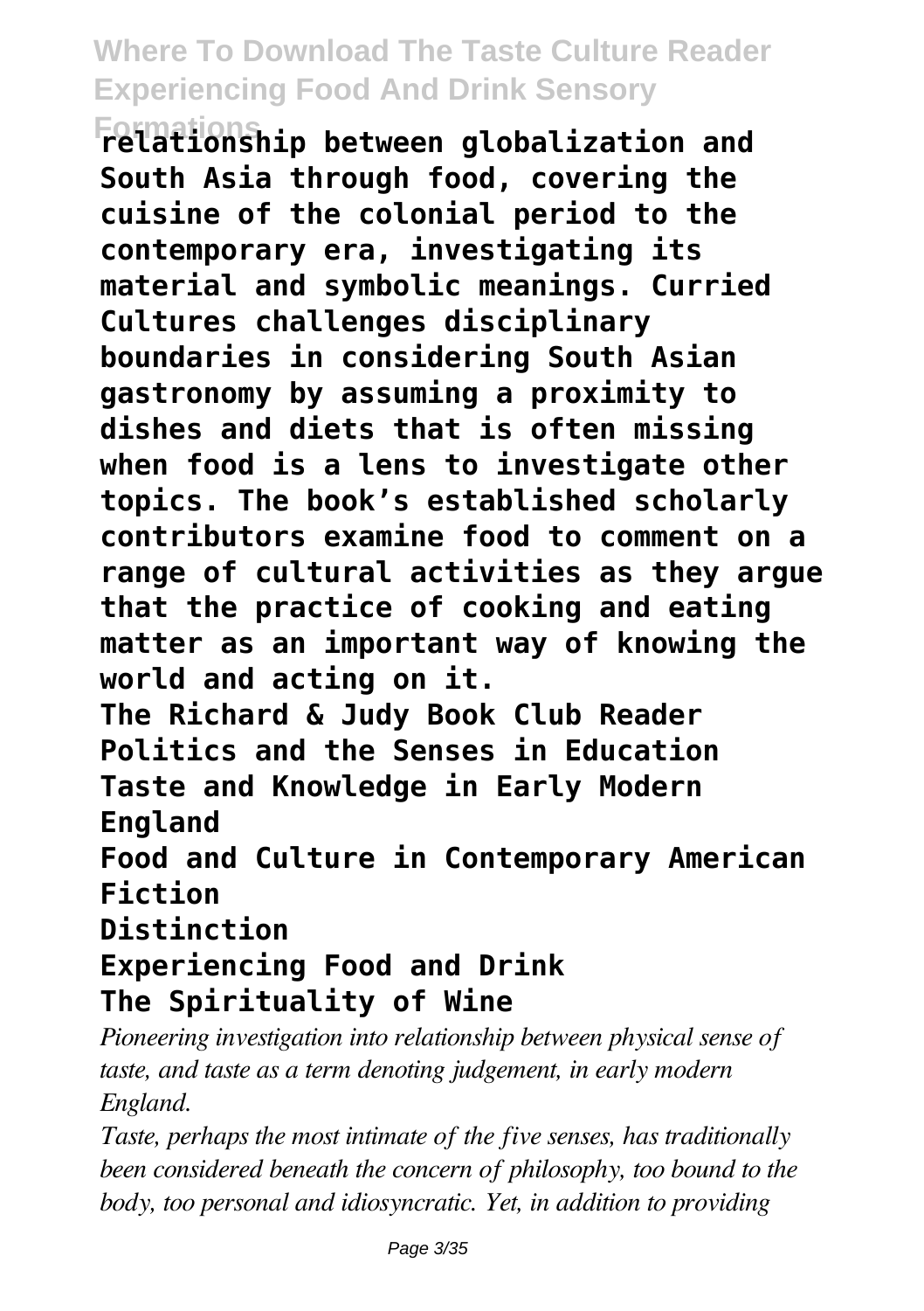**relationship between globalization and South Asia through food, covering the cuisine of the colonial period to the contemporary era, investigating its material and symbolic meanings. Curried Cultures challenges disciplinary boundaries in considering South Asian gastronomy by assuming a proximity to dishes and diets that is often missing when food is a lens to investigate other topics. The book's established scholarly contributors examine food to comment on a range of cultural activities as they argue that the practice of cooking and eating matter as an important way of knowing the world and acting on it.**

**The Richard & Judy Book Club Reader**
**Politics and the Senses in Education**
**Taste and Knowledge in Early Modern England**
**Food and Culture in Contemporary American Fiction**
**Distinction**
**Experiencing Food and Drink**
**The Spirituality of Wine**

*Pioneering investigation into relationship between physical sense of taste, and taste as a term denoting judgement, in early modern England.*

*Taste, perhaps the most intimate of the five senses, has traditionally been considered beneath the concern of philosophy, too bound to the body, too personal and idiosyncratic. Yet, in addition to providing*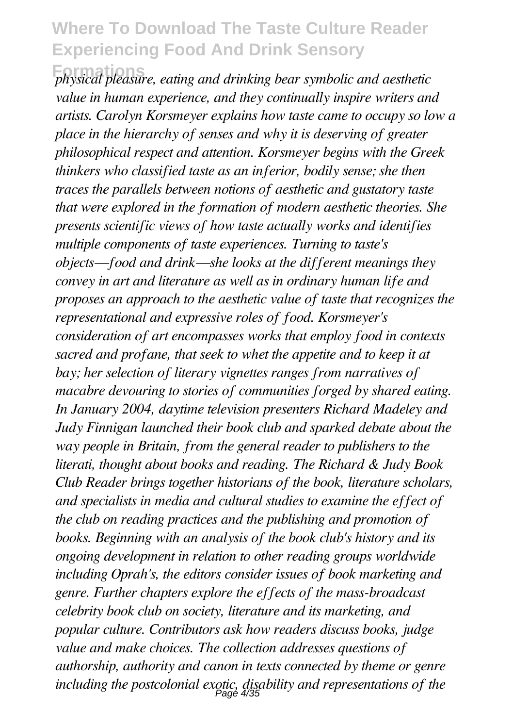*physical pleasure, eating and drinking bear symbolic and aesthetic value in human experience, and they continually inspire writers and artists. Carolyn Korsmeyer explains how taste came to occupy so low a place in the hierarchy of senses and why it is deserving of greater philosophical respect and attention. Korsmeyer begins with the Greek thinkers who classified taste as an inferior, bodily sense; she then traces the parallels between notions of aesthetic and gustatory taste that were explored in the formation of modern aesthetic theories. She presents scientific views of how taste actually works and identifies multiple components of taste experiences. Turning to taste's objects—food and drink—she looks at the different meanings they convey in art and literature as well as in ordinary human life and proposes an approach to the aesthetic value of taste that recognizes the representational and expressive roles of food. Korsmeyer's consideration of art encompasses works that employ food in contexts sacred and profane, that seek to whet the appetite and to keep it at bay; her selection of literary vignettes ranges from narratives of macabre devouring to stories of communities forged by shared eating. In January 2004, daytime television presenters Richard Madeley and Judy Finnigan launched their book club and sparked debate about the way people in Britain, from the general reader to publishers to the literati, thought about books and reading. The Richard & Judy Book Club Reader brings together historians of the book, literature scholars, and specialists in media and cultural studies to examine the effect of the club on reading practices and the publishing and promotion of books. Beginning with an analysis of the book club's history and its ongoing development in relation to other reading groups worldwide including Oprah's, the editors consider issues of book marketing and genre. Further chapters explore the effects of the mass-broadcast celebrity book club on society, literature and its marketing, and popular culture. Contributors ask how readers discuss books, judge value and make choices. The collection addresses questions of authorship, authority and canon in texts connected by theme or genre including the postcolonial exotic, disability and representations of the*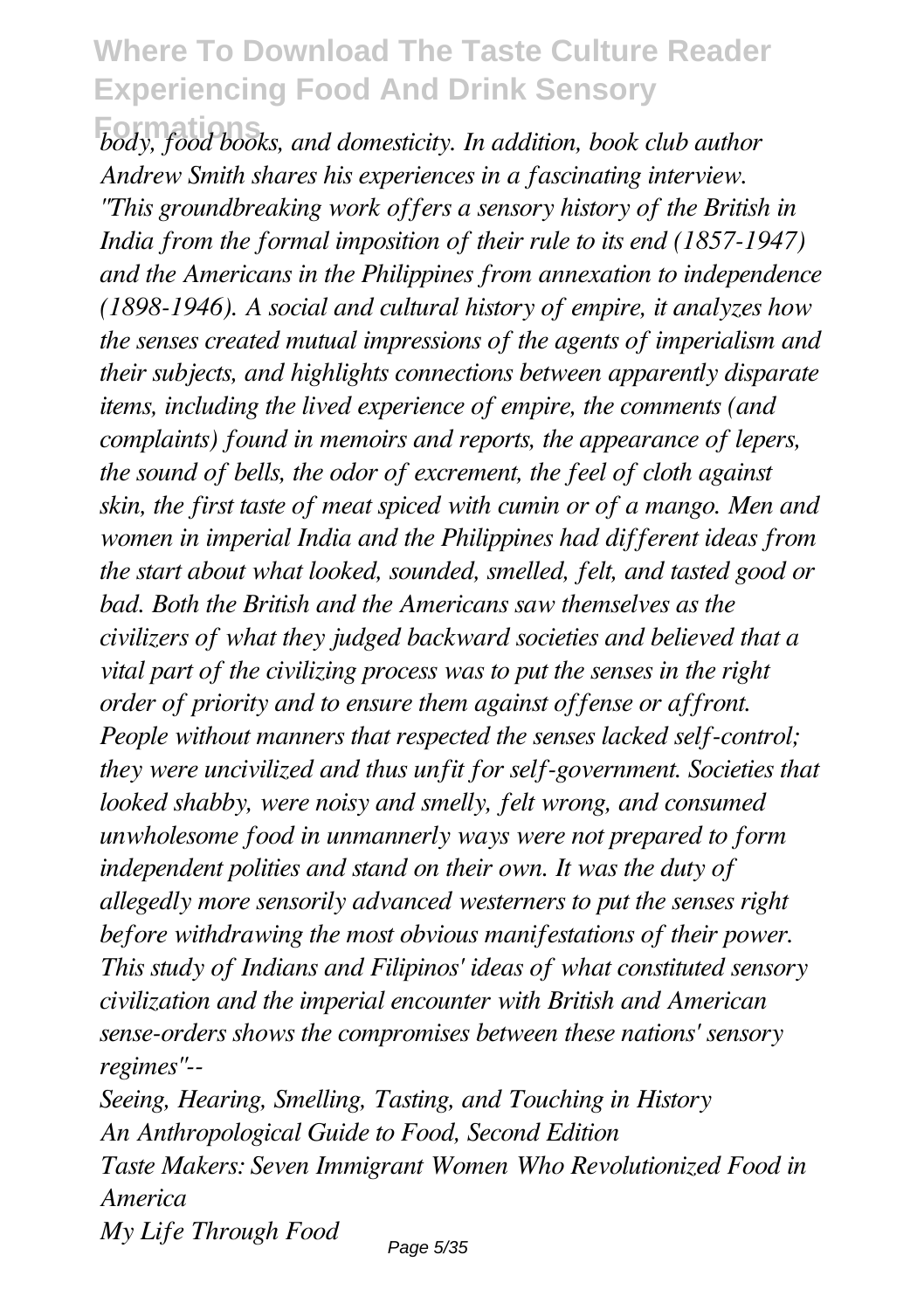*body, food books, and domesticity. In addition, book club author Andrew Smith shares his experiences in a fascinating interview.*

*"This groundbreaking work offers a sensory history of the British in India from the formal imposition of their rule to its end (1857-1947) and the Americans in the Philippines from annexation to independence (1898-1946). A social and cultural history of empire, it analyzes how the senses created mutual impressions of the agents of imperialism and their subjects, and highlights connections between apparently disparate items, including the lived experience of empire, the comments (and complaints) found in memoirs and reports, the appearance of lepers, the sound of bells, the odor of excrement, the feel of cloth against skin, the first taste of meat spiced with cumin or of a mango. Men and women in imperial India and the Philippines had different ideas from the start about what looked, sounded, smelled, felt, and tasted good or bad. Both the British and the Americans saw themselves as the civilizers of what they judged backward societies and believed that a vital part of the civilizing process was to put the senses in the right order of priority and to ensure them against offense or affront. People without manners that respected the senses lacked self-control; they were uncivilized and thus unfit for self-government. Societies that looked shabby, were noisy and smelly, felt wrong, and consumed unwholesome food in unmannerly ways were not prepared to form independent polities and stand on their own. It was the duty of allegedly more sensorily advanced westerners to put the senses right before withdrawing the most obvious manifestations of their power. This study of Indians and Filipinos' ideas of what constituted sensory civilization and the imperial encounter with British and American sense-orders shows the compromises between these nations' sensory regimes"--*

*Seeing, Hearing, Smelling, Tasting, and Touching in History*

*An Anthropological Guide to Food, Second Edition*

*Taste Makers: Seven Immigrant Women Who Revolutionized Food in America*

*My Life Through Food*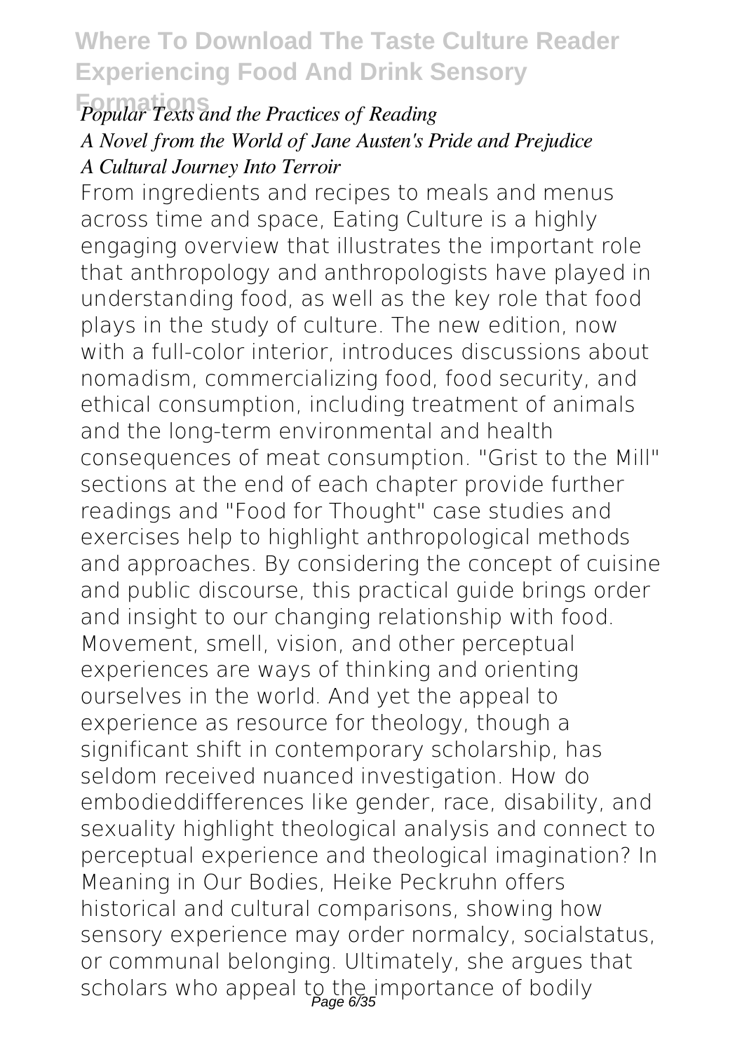*Popular Texts and the Practices of Reading*
*A Novel from the World of Jane Austen's Pride and Prejudice*
*A Cultural Journey Into Terroir*

From ingredients and recipes to meals and menus across time and space, Eating Culture is a highly engaging overview that illustrates the important role that anthropology and anthropologists have played in understanding food, as well as the key role that food plays in the study of culture. The new edition, now with a full-color interior, introduces discussions about nomadism, commercializing food, food security, and ethical consumption, including treatment of animals and the long-term environmental and health consequences of meat consumption. "Grist to the Mill" sections at the end of each chapter provide further readings and "Food for Thought" case studies and exercises help to highlight anthropological methods and approaches. By considering the concept of cuisine and public discourse, this practical guide brings order and insight to our changing relationship with food.

Movement, smell, vision, and other perceptual experiences are ways of thinking and orienting ourselves in the world. And yet the appeal to experience as resource for theology, though a significant shift in contemporary scholarship, has seldom received nuanced investigation. How do embodieddifferences like gender, race, disability, and sexuality highlight theological analysis and connect to perceptual experience and theological imagination? In Meaning in Our Bodies, Heike Peckruhn offers historical and cultural comparisons, showing how sensory experience may order normalcy, socialstatus, or communal belonging. Ultimately, she argues that scholars who appeal to the importance of bodily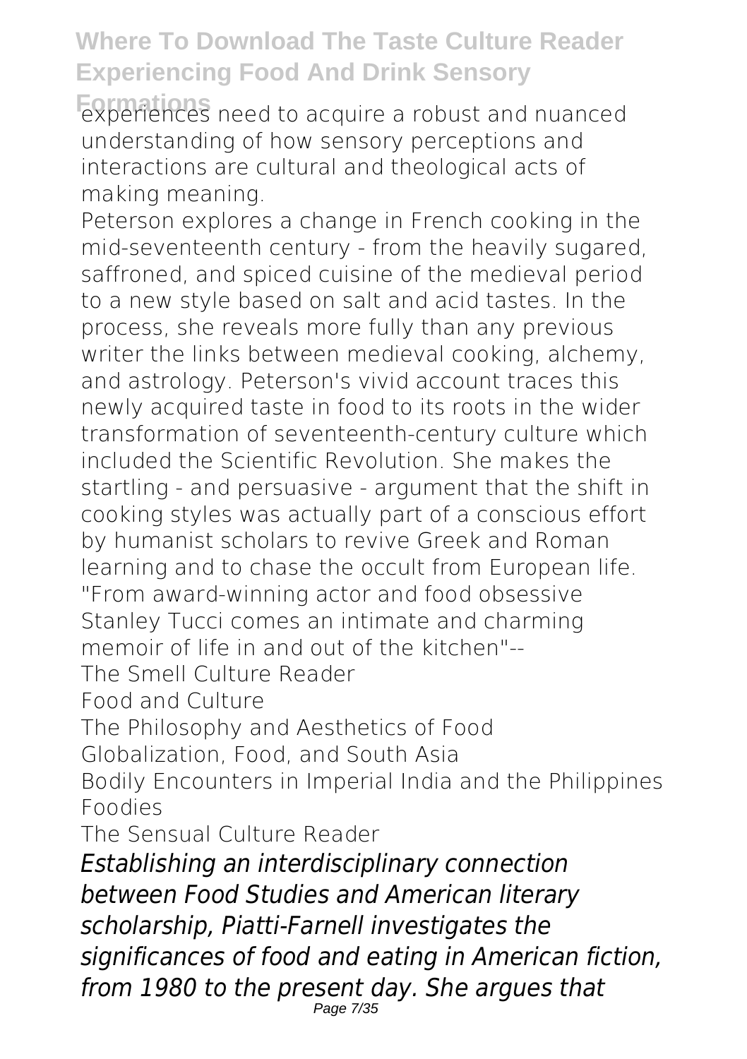experiences need to acquire a robust and nuanced understanding of how sensory perceptions and interactions are cultural and theological acts of making meaning.

Peterson explores a change in French cooking in the mid-seventeenth century - from the heavily sugared, saffroned, and spiced cuisine of the medieval period to a new style based on salt and acid tastes. In the process, she reveals more fully than any previous writer the links between medieval cooking, alchemy, and astrology. Peterson's vivid account traces this newly acquired taste in food to its roots in the wider transformation of seventeenth-century culture which included the Scientific Revolution. She makes the startling - and persuasive - argument that the shift in cooking styles was actually part of a conscious effort by humanist scholars to revive Greek and Roman learning and to chase the occult from European life.

"From award-winning actor and food obsessive Stanley Tucci comes an intimate and charming memoir of life in and out of the kitchen"--

The Smell Culture Reader

Food and Culture

The Philosophy and Aesthetics of Food

Globalization, Food, and South Asia

Bodily Encounters in Imperial India and the Philippines

Foodies

The Sensual Culture Reader

*Establishing an interdisciplinary connection between Food Studies and American literary scholarship, Piatti-Farnell investigates the significances of food and eating in American fiction, from 1980 to the present day. She argues that*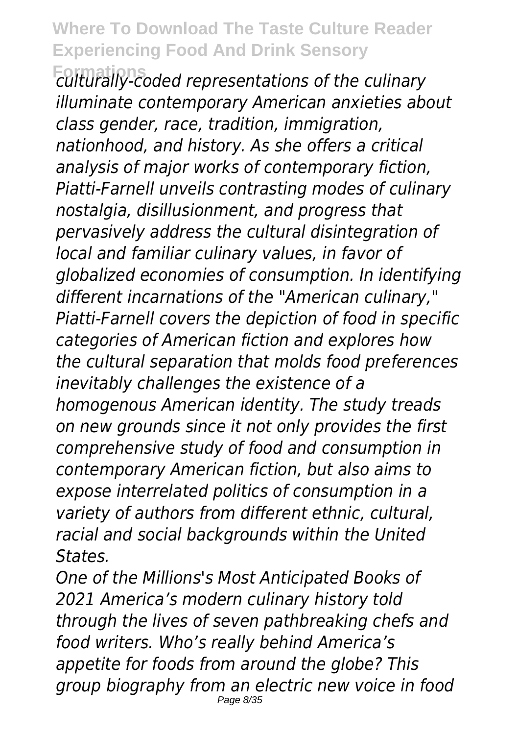*culturally-coded representations of the culinary illuminate contemporary American anxieties about class gender, race, tradition, immigration, nationhood, and history. As she offers a critical analysis of major works of contemporary fiction, Piatti-Farnell unveils contrasting modes of culinary nostalgia, disillusionment, and progress that pervasively address the cultural disintegration of local and familiar culinary values, in favor of globalized economies of consumption. In identifying different incarnations of the "American culinary," Piatti-Farnell covers the depiction of food in specific categories of American fiction and explores how the cultural separation that molds food preferences inevitably challenges the existence of a homogenous American identity. The study treads on new grounds since it not only provides the first comprehensive study of food and consumption in contemporary American fiction, but also aims to expose interrelated politics of consumption in a variety of authors from different ethnic, cultural, racial and social backgrounds within the United States.*

*One of the Millions's Most Anticipated Books of 2021 America's modern culinary history told through the lives of seven pathbreaking chefs and food writers. Who's really behind America's appetite for foods from around the globe? This group biography from an electric new voice in food*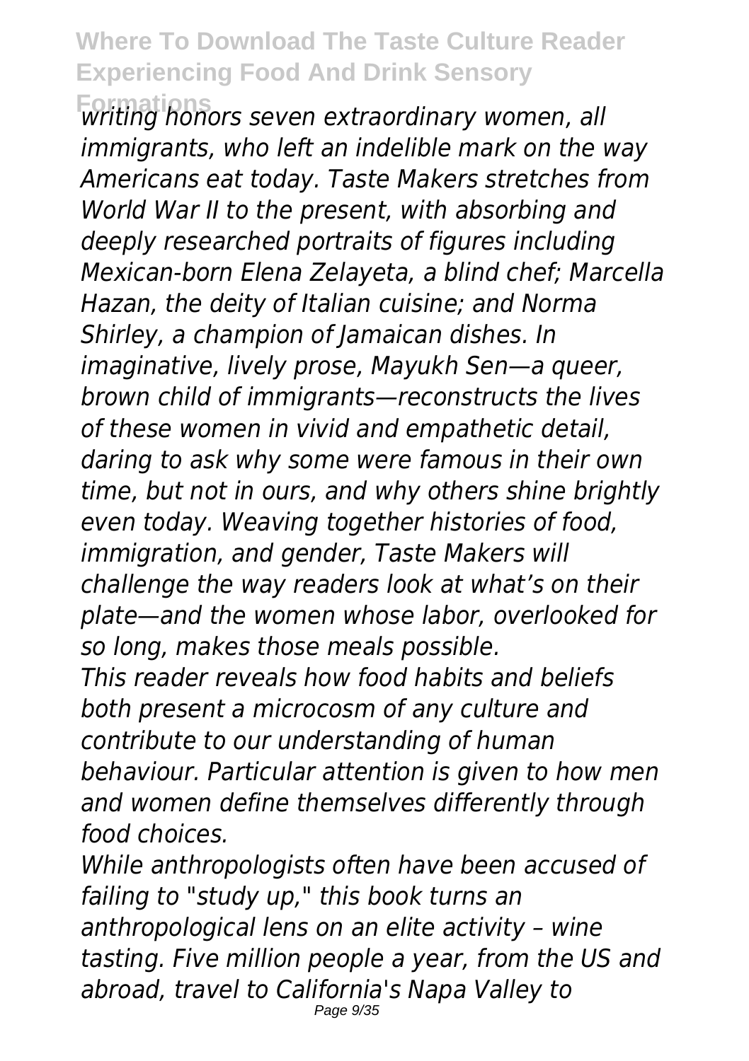*writing honors seven extraordinary women, all immigrants, who left an indelible mark on the way Americans eat today. Taste Makers stretches from World War II to the present, with absorbing and deeply researched portraits of figures including Mexican-born Elena Zelayeta, a blind chef; Marcella Hazan, the deity of Italian cuisine; and Norma Shirley, a champion of Jamaican dishes. In imaginative, lively prose, Mayukh Sen—a queer, brown child of immigrants—reconstructs the lives of these women in vivid and empathetic detail, daring to ask why some were famous in their own time, but not in ours, and why others shine brightly even today. Weaving together histories of food, immigration, and gender, Taste Makers will challenge the way readers look at what's on their plate—and the women whose labor, overlooked for so long, makes those meals possible.*

*This reader reveals how food habits and beliefs both present a microcosm of any culture and contribute to our understanding of human behaviour. Particular attention is given to how men and women define themselves differently through food choices.*

*While anthropologists often have been accused of failing to "study up," this book turns an anthropological lens on an elite activity – wine tasting. Five million people a year, from the US and abroad, travel to California's Napa Valley to*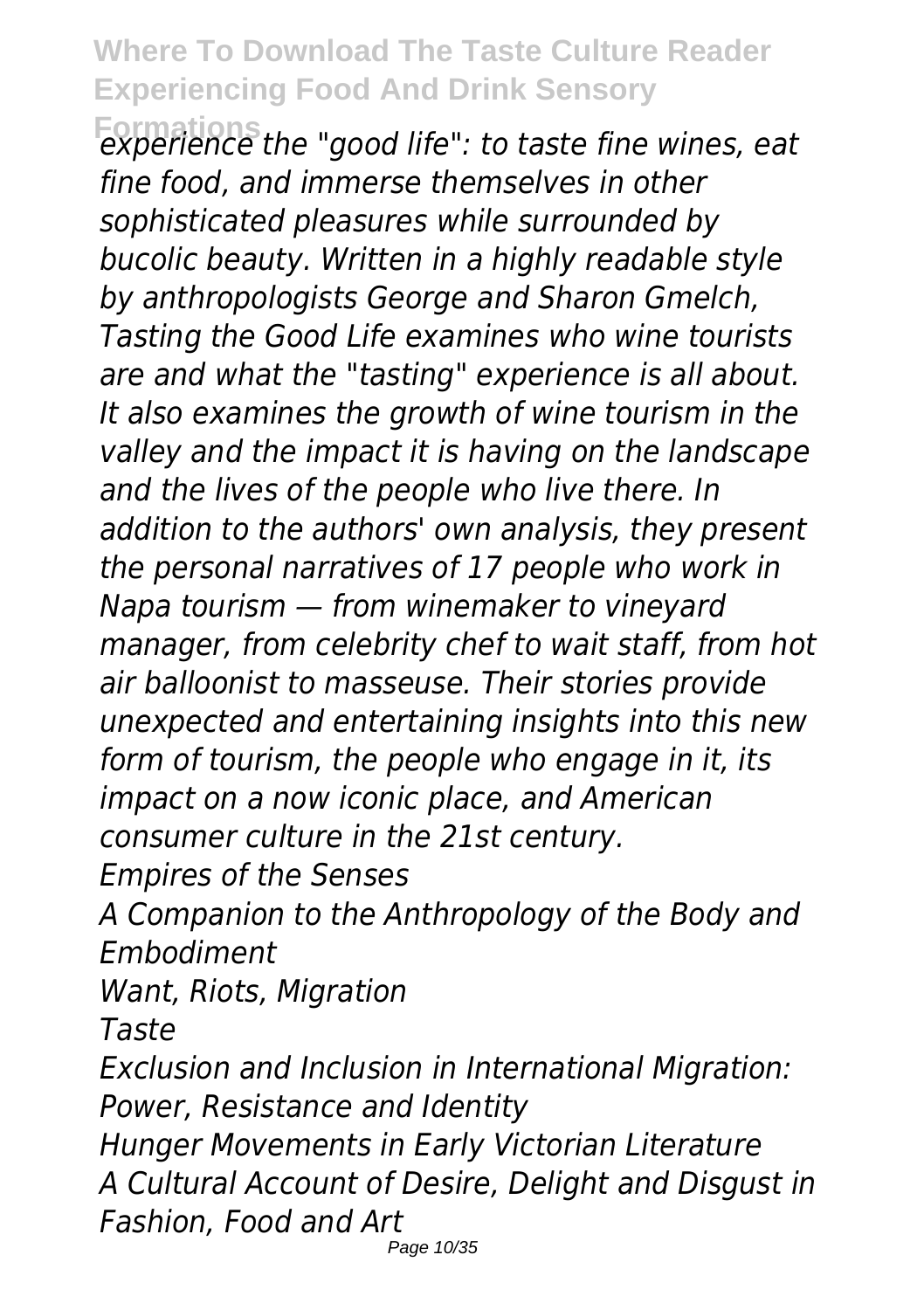*experience the "good life": to taste fine wines, eat fine food, and immerse themselves in other sophisticated pleasures while surrounded by bucolic beauty. Written in a highly readable style by anthropologists George and Sharon Gmelch, Tasting the Good Life examines who wine tourists are and what the "tasting" experience is all about. It also examines the growth of wine tourism in the valley and the impact it is having on the landscape and the lives of the people who live there. In addition to the authors' own analysis, they present the personal narratives of 17 people who work in Napa tourism — from winemaker to vineyard manager, from celebrity chef to wait staff, from hot air balloonist to masseuse. Their stories provide unexpected and entertaining insights into this new form of tourism, the people who engage in it, its impact on a now iconic place, and American consumer culture in the 21st century.*

*Empires of the Senses*

*A Companion to the Anthropology of the Body and Embodiment*

*Want, Riots, Migration*

*Taste*

*Exclusion and Inclusion in International Migration: Power, Resistance and Identity*

*Hunger Movements in Early Victorian Literature*

*A Cultural Account of Desire, Delight and Disgust in Fashion, Food and Art*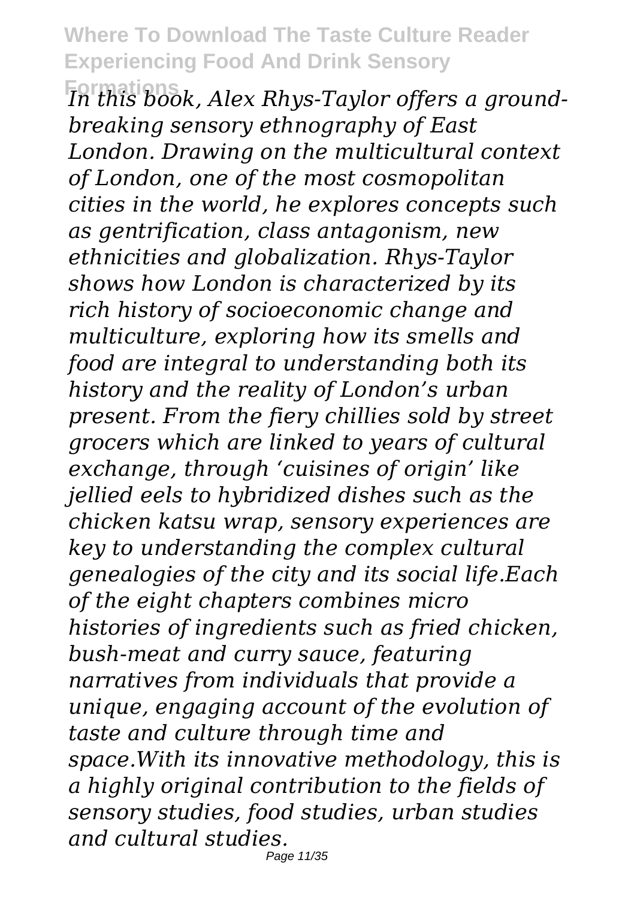*In this book, Alex Rhys-Taylor offers a ground-breaking sensory ethnography of East London. Drawing on the multicultural context of London, one of the most cosmopolitan cities in the world, he explores concepts such as gentrification, class antagonism, new ethnicities and globalization. Rhys-Taylor shows how London is characterized by its rich history of socioeconomic change and multiculture, exploring how its smells and food are integral to understanding both its history and the reality of London's urban present. From the fiery chillies sold by street grocers which are linked to years of cultural exchange, through 'cuisines of origin' like jellied eels to hybridized dishes such as the chicken katsu wrap, sensory experiences are key to understanding the complex cultural genealogies of the city and its social life.Each of the eight chapters combines micro histories of ingredients such as fried chicken, bush-meat and curry sauce, featuring narratives from individuals that provide a unique, engaging account of the evolution of taste and culture through time and space.With its innovative methodology, this is a highly original contribution to the fields of sensory studies, food studies, urban studies and cultural studies.*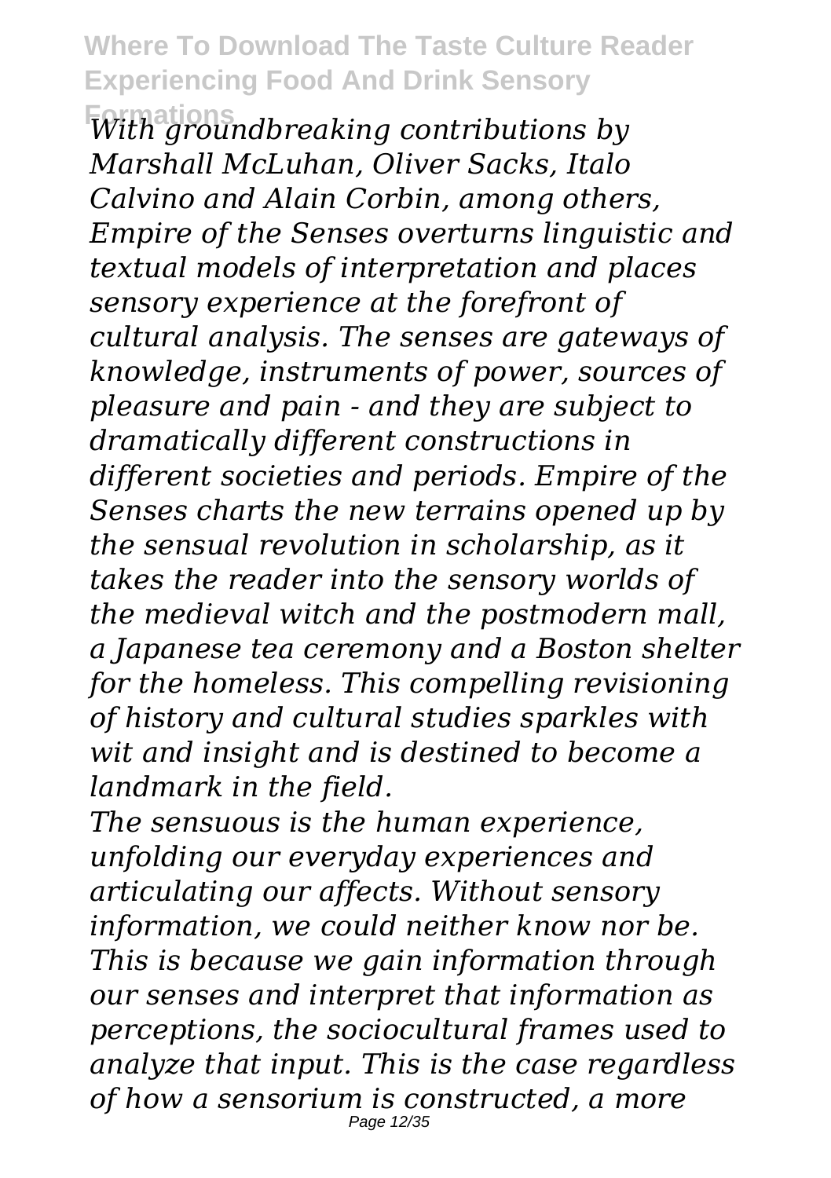*With groundbreaking contributions by Marshall McLuhan, Oliver Sacks, Italo Calvino and Alain Corbin, among others, Empire of the Senses overturns linguistic and textual models of interpretation and places sensory experience at the forefront of cultural analysis. The senses are gateways of knowledge, instruments of power, sources of pleasure and pain - and they are subject to dramatically different constructions in different societies and periods. Empire of the Senses charts the new terrains opened up by the sensual revolution in scholarship, as it takes the reader into the sensory worlds of the medieval witch and the postmodern mall, a Japanese tea ceremony and a Boston shelter for the homeless. This compelling revisioning of history and cultural studies sparkles with wit and insight and is destined to become a landmark in the field.*

*The sensuous is the human experience, unfolding our everyday experiences and articulating our affects. Without sensory information, we could neither know nor be. This is because we gain information through our senses and interpret that information as perceptions, the sociocultural frames used to analyze that input. This is the case regardless of how a sensorium is constructed, a more*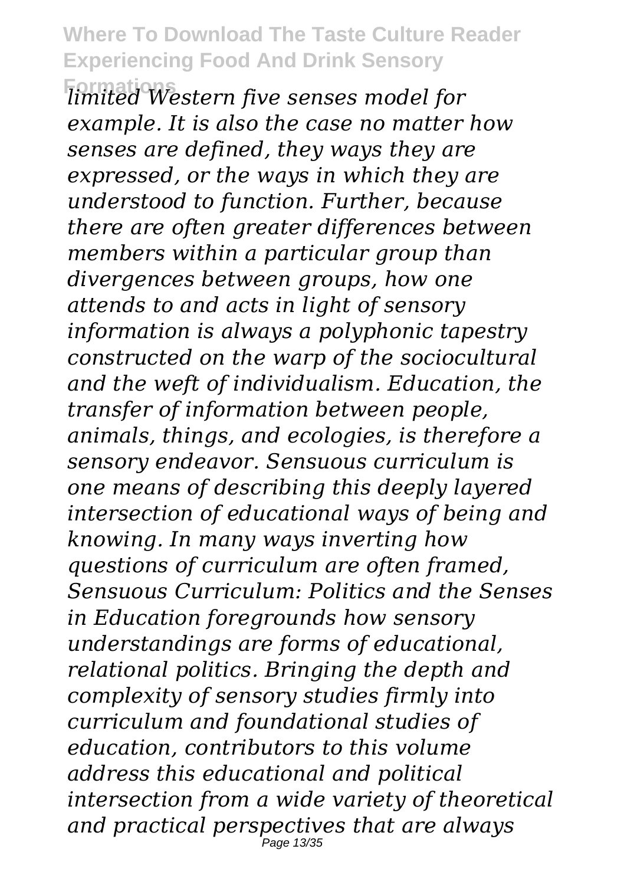*limited Western five senses model for example. It is also the case no matter how senses are defined, they ways they are expressed, or the ways in which they are understood to function. Further, because there are often greater differences between members within a particular group than divergences between groups, how one attends to and acts in light of sensory information is always a polyphonic tapestry constructed on the warp of the sociocultural and the weft of individualism. Education, the transfer of information between people, animals, things, and ecologies, is therefore a sensory endeavor. Sensuous curriculum is one means of describing this deeply layered intersection of educational ways of being and knowing. In many ways inverting how questions of curriculum are often framed, Sensuous Curriculum: Politics and the Senses in Education foregrounds how sensory understandings are forms of educational, relational politics. Bringing the depth and complexity of sensory studies firmly into curriculum and foundational studies of education, contributors to this volume address this educational and political intersection from a wide variety of theoretical and practical perspectives that are always*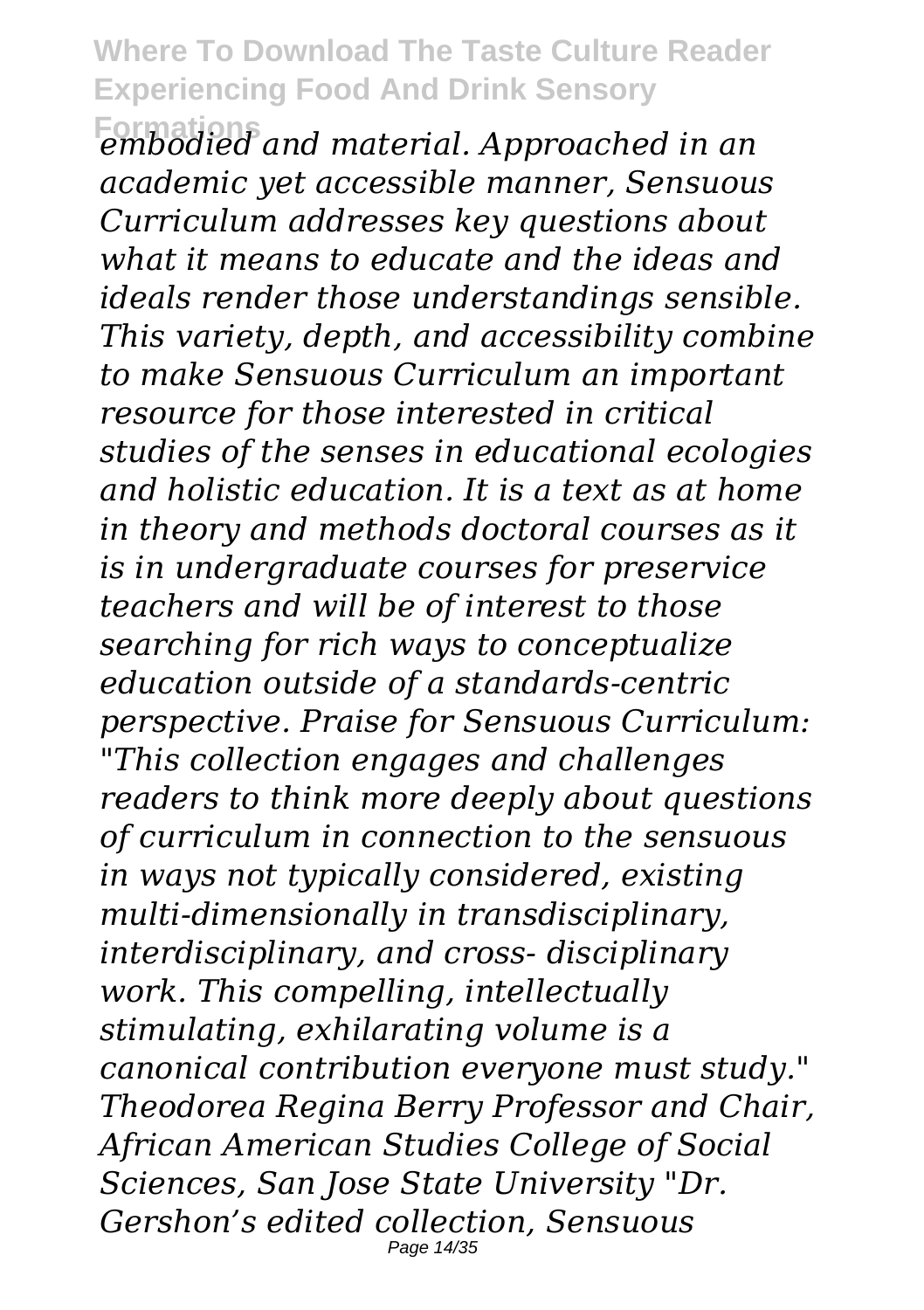*embodied and material. Approached in an academic yet accessible manner, Sensuous Curriculum addresses key questions about what it means to educate and the ideas and ideals render those understandings sensible. This variety, depth, and accessibility combine to make Sensuous Curriculum an important resource for those interested in critical studies of the senses in educational ecologies and holistic education. It is a text as at home in theory and methods doctoral courses as it is in undergraduate courses for preservice teachers and will be of interest to those searching for rich ways to conceptualize education outside of a standards-centric perspective. Praise for Sensuous Curriculum: "This collection engages and challenges readers to think more deeply about questions of curriculum in connection to the sensuous in ways not typically considered, existing multi-dimensionally in transdisciplinary, interdisciplinary, and cross- disciplinary work. This compelling, intellectually stimulating, exhilarating volume is a canonical contribution everyone must study." Theodorea Regina Berry Professor and Chair, African American Studies College of Social Sciences, San Jose State University "Dr. Gershon's edited collection, Sensuous*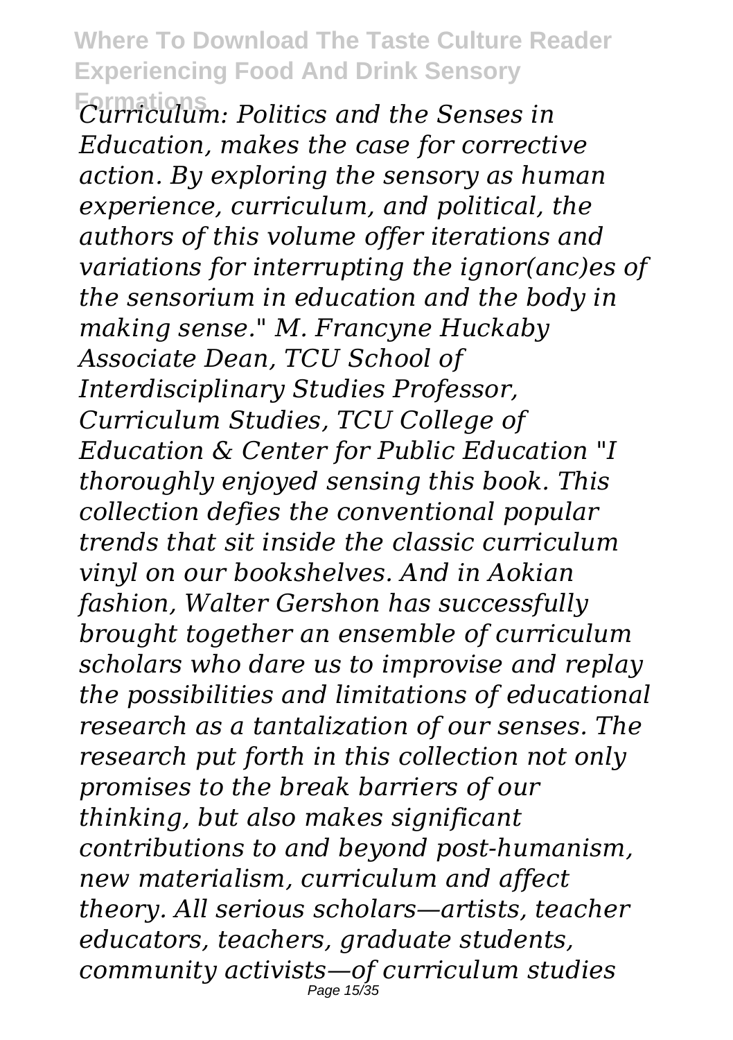*Curriculum: Politics and the Senses in Education, makes the case for corrective action. By exploring the sensory as human experience, curriculum, and political, the authors of this volume offer iterations and variations for interrupting the ignor(anc)es of the sensorium in education and the body in making sense." M. Francyne Huckaby Associate Dean, TCU School of Interdisciplinary Studies Professor, Curriculum Studies, TCU College of Education & Center for Public Education "I thoroughly enjoyed sensing this book. This collection defies the conventional popular trends that sit inside the classic curriculum vinyl on our bookshelves. And in Aokian fashion, Walter Gershon has successfully brought together an ensemble of curriculum scholars who dare us to improvise and replay the possibilities and limitations of educational research as a tantalization of our senses. The research put forth in this collection not only promises to the break barriers of our thinking, but also makes significant contributions to and beyond post-humanism, new materialism, curriculum and affect theory. All serious scholars—artists, teacher educators, teachers, graduate students, community activists—of curriculum studies*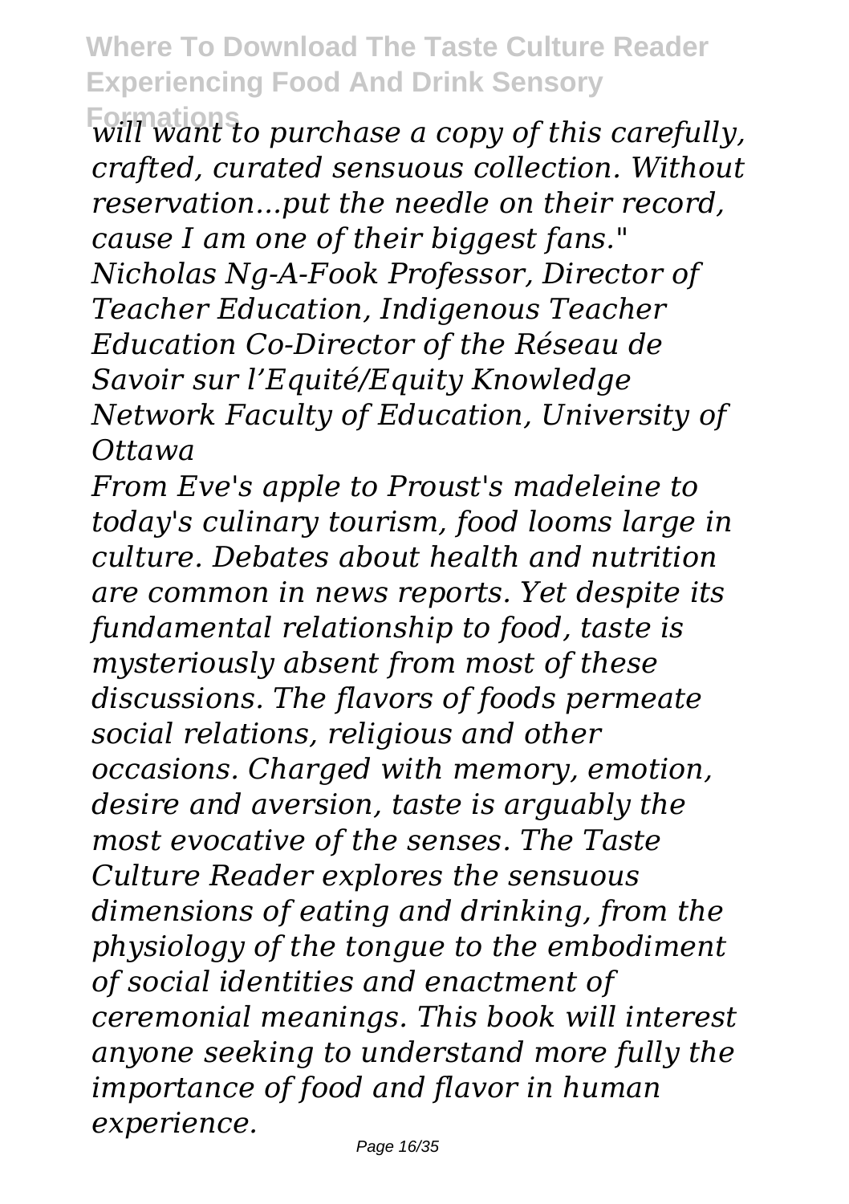*will want to purchase a copy of this carefully, crafted, curated sensuous collection. Without reservation...put the needle on their record, cause I am one of their biggest fans." Nicholas Ng-A-Fook Professor, Director of Teacher Education, Indigenous Teacher Education Co-Director of the Réseau de Savoir sur l'Equité/Equity Knowledge Network Faculty of Education, University of Ottawa*

*From Eve's apple to Proust's madeleine to today's culinary tourism, food looms large in culture. Debates about health and nutrition are common in news reports. Yet despite its fundamental relationship to food, taste is mysteriously absent from most of these discussions. The flavors of foods permeate social relations, religious and other occasions. Charged with memory, emotion, desire and aversion, taste is arguably the most evocative of the senses. The Taste Culture Reader explores the sensuous dimensions of eating and drinking, from the physiology of the tongue to the embodiment of social identities and enactment of ceremonial meanings. This book will interest anyone seeking to understand more fully the importance of food and flavor in human experience.*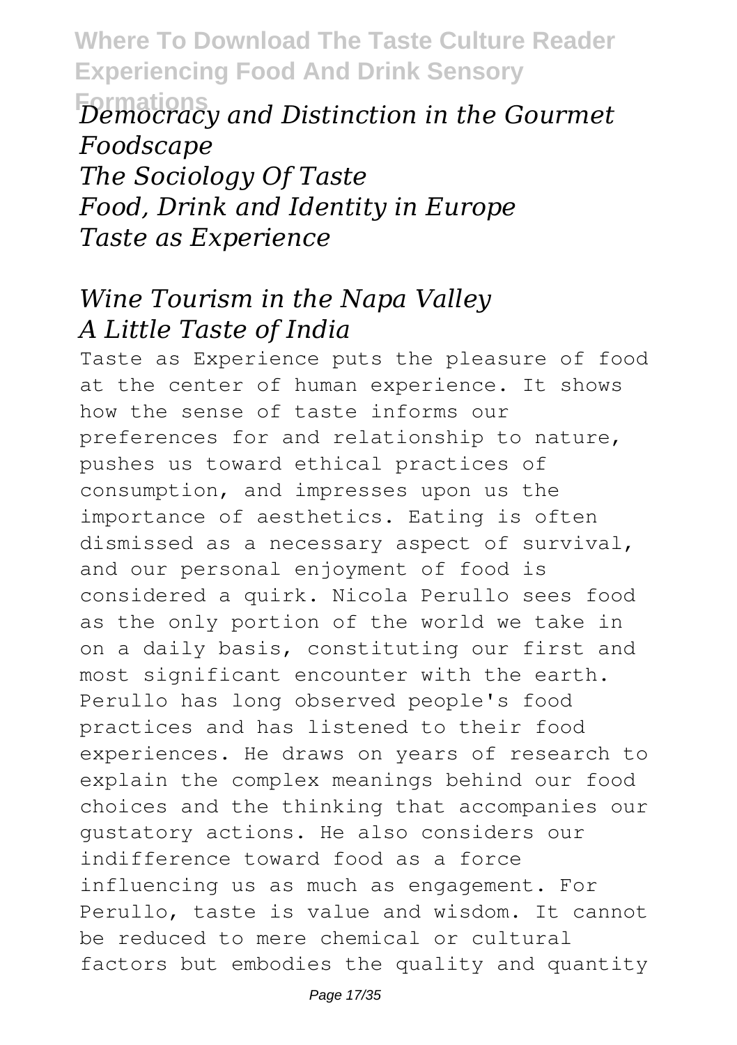*Democracy and Distinction in the Gourmet Foodscape*
*The Sociology Of Taste*
*Food, Drink and Identity in Europe*
*Taste as Experience*

*Wine Tourism in the Napa Valley*
*A Little Taste of India*

Taste as Experience puts the pleasure of food at the center of human experience. It shows how the sense of taste informs our preferences for and relationship to nature, pushes us toward ethical practices of consumption, and impresses upon us the importance of aesthetics. Eating is often dismissed as a necessary aspect of survival, and our personal enjoyment of food is considered a quirk. Nicola Perullo sees food as the only portion of the world we take in on a daily basis, constituting our first and most significant encounter with the earth. Perullo has long observed people's food practices and has listened to their food experiences. He draws on years of research to explain the complex meanings behind our food choices and the thinking that accompanies our gustatory actions. He also considers our indifference toward food as a force influencing us as much as engagement. For Perullo, taste is value and wisdom. It cannot be reduced to mere chemical or cultural factors but embodies the quality and quantity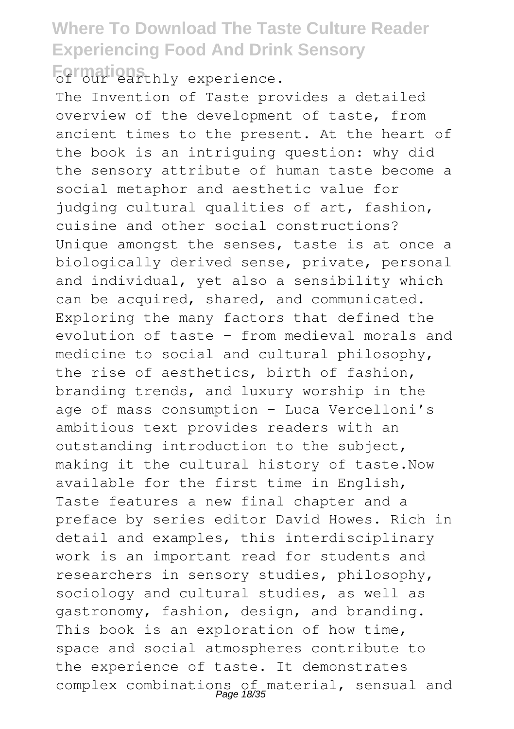of our earthly experience.

The Invention of Taste provides a detailed overview of the development of taste, from ancient times to the present. At the heart of the book is an intriguing question: why did the sensory attribute of human taste become a social metaphor and aesthetic value for judging cultural qualities of art, fashion, cuisine and other social constructions? Unique amongst the senses, taste is at once a biologically derived sense, private, personal and individual, yet also a sensibility which can be acquired, shared, and communicated. Exploring the many factors that defined the evolution of taste - from medieval morals and medicine to social and cultural philosophy, the rise of aesthetics, birth of fashion, branding trends, and luxury worship in the age of mass consumption - Luca Vercelloni's ambitious text provides readers with an outstanding introduction to the subject, making it the cultural history of taste.Now available for the first time in English, Taste features a new final chapter and a preface by series editor David Howes. Rich in detail and examples, this interdisciplinary work is an important read for students and researchers in sensory studies, philosophy, sociology and cultural studies, as well as gastronomy, fashion, design, and branding. This book is an exploration of how time, space and social atmospheres contribute to the experience of taste. It demonstrates complex combinations of material, sensual and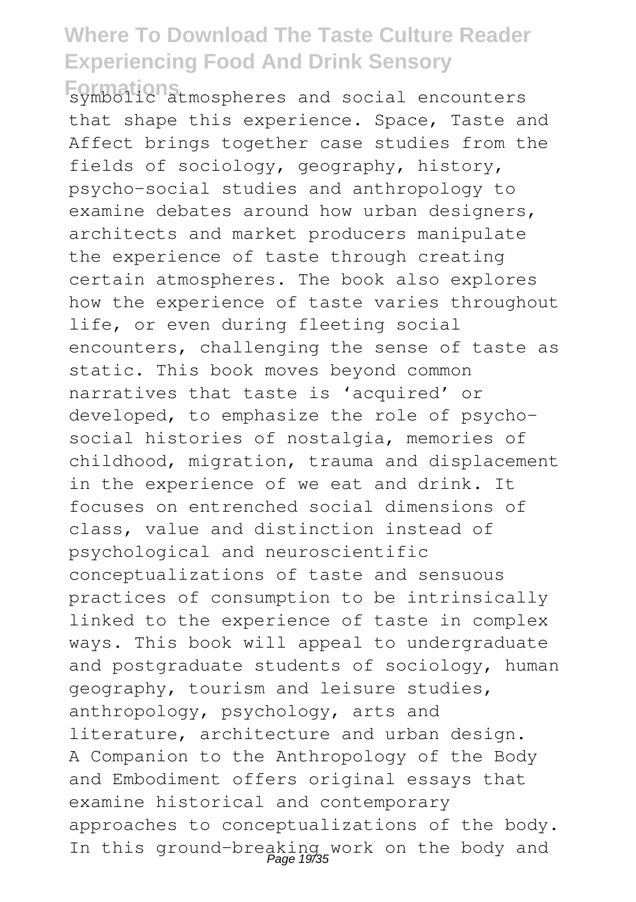symbolic atmospheres and social encounters that shape this experience. Space, Taste and Affect brings together case studies from the fields of sociology, geography, history, psycho-social studies and anthropology to examine debates around how urban designers, architects and market producers manipulate the experience of taste through creating certain atmospheres. The book also explores how the experience of taste varies throughout life, or even during fleeting social encounters, challenging the sense of taste as static. This book moves beyond common narratives that taste is 'acquired' or developed, to emphasize the role of psycho-social histories of nostalgia, memories of childhood, migration, trauma and displacement in the experience of we eat and drink. It focuses on entrenched social dimensions of class, value and distinction instead of psychological and neuroscientific conceptualizations of taste and sensuous practices of consumption to be intrinsically linked to the experience of taste in complex ways. This book will appeal to undergraduate and postgraduate students of sociology, human geography, tourism and leisure studies, anthropology, psychology, arts and literature, architecture and urban design.
A Companion to the Anthropology of the Body and Embodiment offers original essays that examine historical and contemporary approaches to conceptualizations of the body. In this ground-breaking work on the body and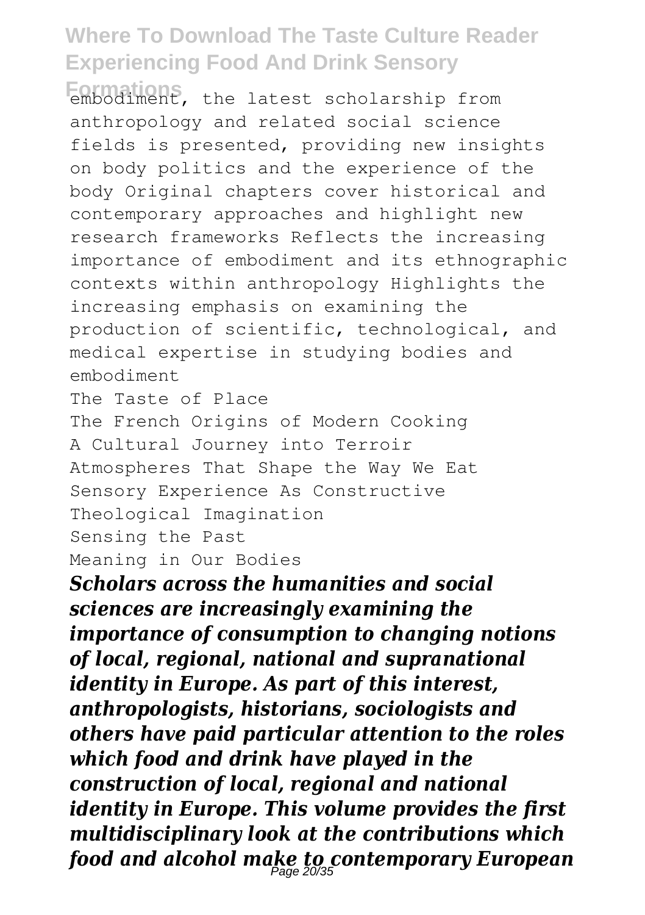embodiment, the latest scholarship from anthropology and related social science fields is presented, providing new insights on body politics and the experience of the body Original chapters cover historical and contemporary approaches and highlight new research frameworks Reflects the increasing importance of embodiment and its ethnographic contexts within anthropology Highlights the increasing emphasis on examining the production of scientific, technological, and medical expertise in studying bodies and embodiment

The Taste of Place
The French Origins of Modern Cooking
A Cultural Journey into Terroir
Atmospheres That Shape the Way We Eat
Sensory Experience As Constructive
Theological Imagination
Sensing the Past
Meaning in Our Bodies

***Scholars across the humanities and social sciences are increasingly examining the importance of consumption to changing notions of local, regional, national and supranational identity in Europe. As part of this interest, anthropologists, historians, sociologists and others have paid particular attention to the roles which food and drink have played in the construction of local, regional and national identity in Europe. This volume provides the first multidisciplinary look at the contributions which food and alcohol make to contemporary European***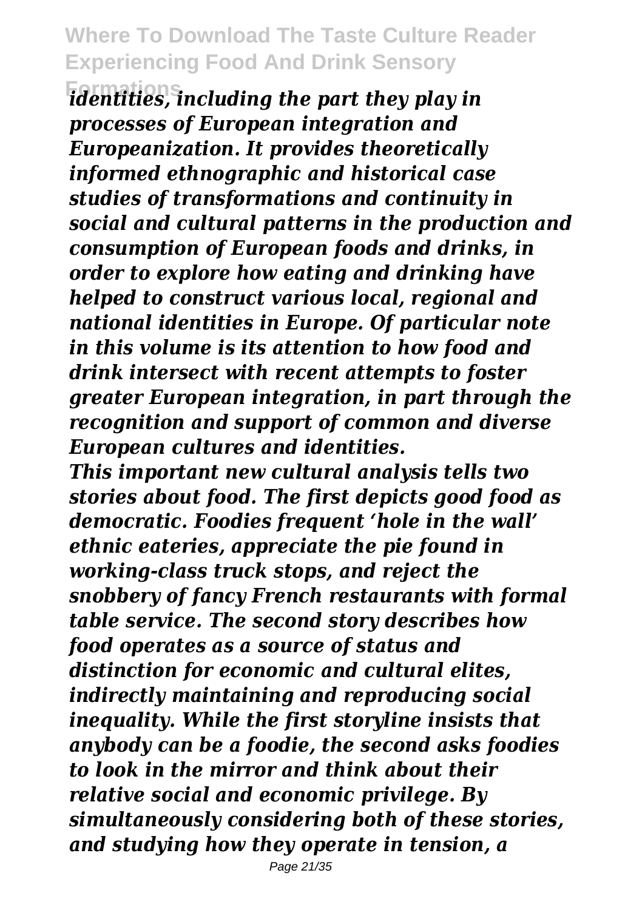*identities, including the part they play in processes of European integration and Europeanization. It provides theoretically informed ethnographic and historical case studies of transformations and continuity in social and cultural patterns in the production and consumption of European foods and drinks, in order to explore how eating and drinking have helped to construct various local, regional and national identities in Europe. Of particular note in this volume is its attention to how food and drink intersect with recent attempts to foster greater European integration, in part through the recognition and support of common and diverse European cultures and identities.*

*This important new cultural analysis tells two stories about food. The first depicts good food as democratic. Foodies frequent 'hole in the wall' ethnic eateries, appreciate the pie found in working-class truck stops, and reject the snobbery of fancy French restaurants with formal table service. The second story describes how food operates as a source of status and distinction for economic and cultural elites, indirectly maintaining and reproducing social inequality. While the first storyline insists that anybody can be a foodie, the second asks foodies to look in the mirror and think about their relative social and economic privilege. By simultaneously considering both of these stories, and studying how they operate in tension, a*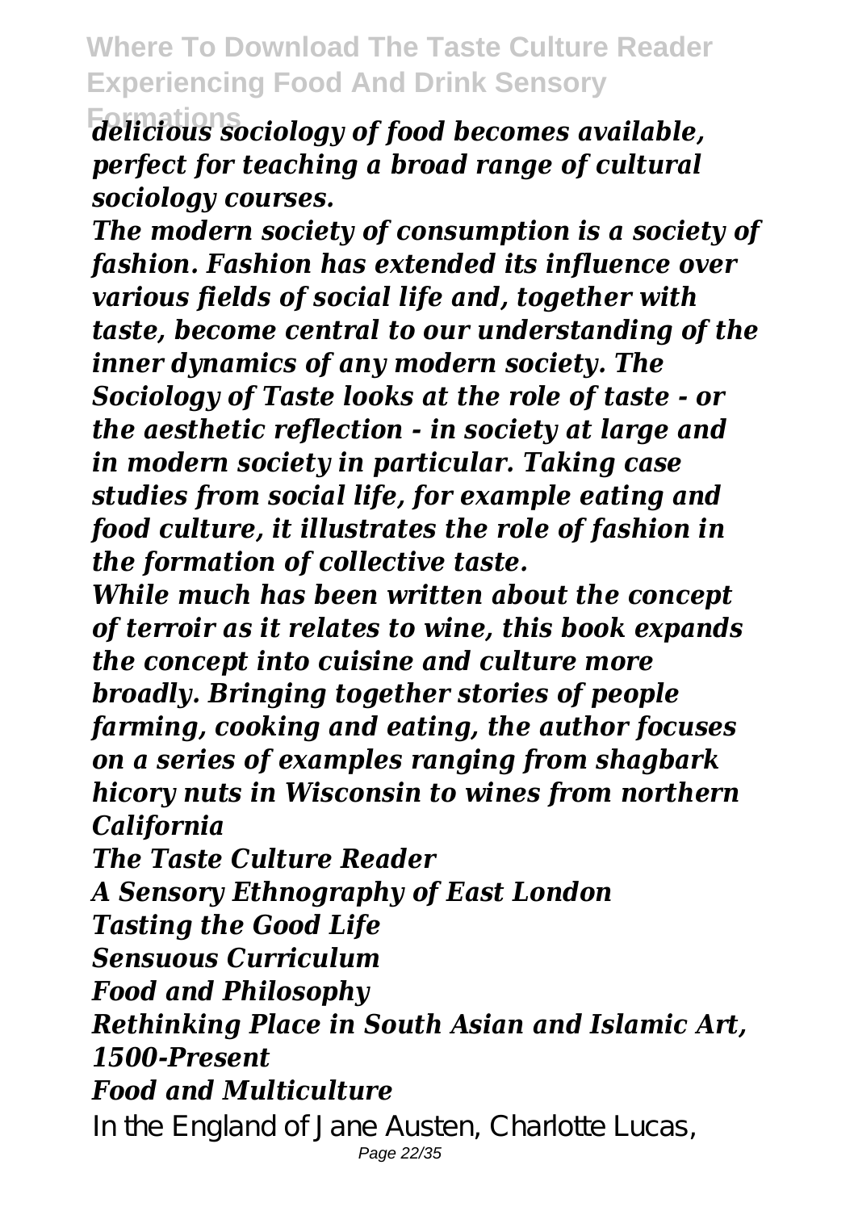*delicious sociology of food becomes available, perfect for teaching a broad range of cultural sociology courses.*

*The modern society of consumption is a society of fashion. Fashion has extended its influence over various fields of social life and, together with taste, become central to our understanding of the inner dynamics of any modern society. The Sociology of Taste looks at the role of taste - or the aesthetic reflection - in society at large and in modern society in particular. Taking case studies from social life, for example eating and food culture, it illustrates the role of fashion in the formation of collective taste.*

*While much has been written about the concept of terroir as it relates to wine, this book expands the concept into cuisine and culture more broadly. Bringing together stories of people farming, cooking and eating, the author focuses on a series of examples ranging from shagbark hicory nuts in Wisconsin to wines from northern California*

*The Taste Culture Reader*

*A Sensory Ethnography of East London*

*Tasting the Good Life*

*Sensuous Curriculum*

*Food and Philosophy*

*Rethinking Place in South Asian and Islamic Art, 1500-Present*

*Food and Multiculture*

In the England of Jane Austen, Charlotte Lucas,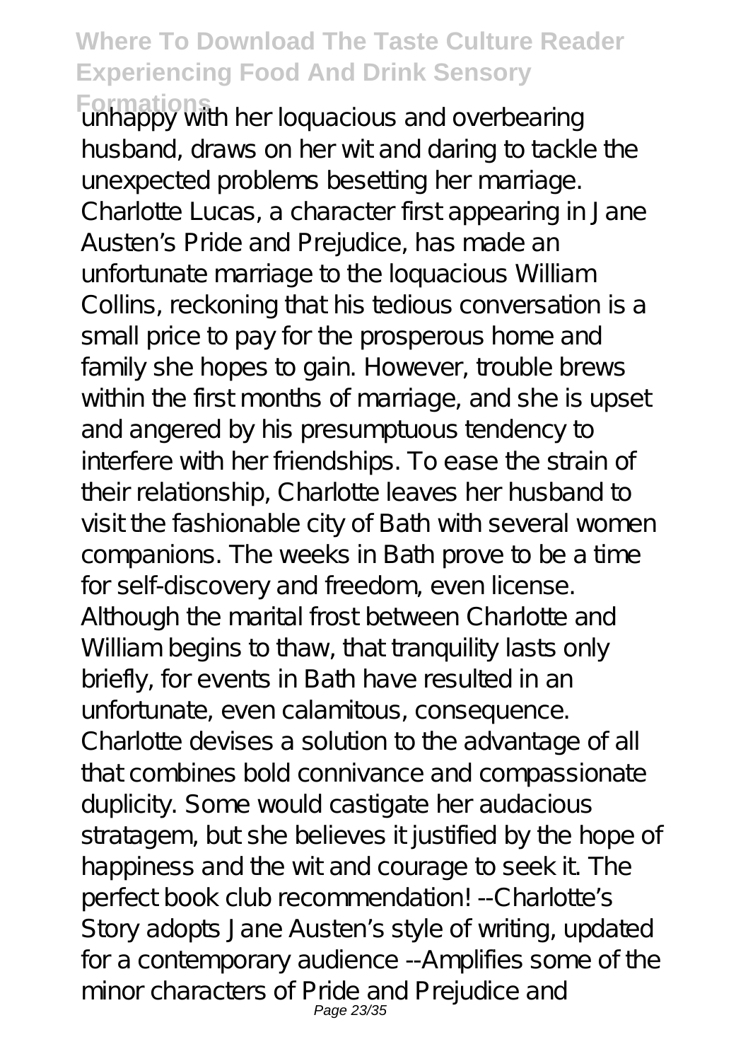unhappy with her loquacious and overbearing husband, draws on her wit and daring to tackle the unexpected problems besetting her marriage. Charlotte Lucas, a character first appearing in Jane Austen's Pride and Prejudice, has made an unfortunate marriage to the loquacious William Collins, reckoning that his tedious conversation is a small price to pay for the prosperous home and family she hopes to gain. However, trouble brews within the first months of marriage, and she is upset and angered by his presumptuous tendency to interfere with her friendships. To ease the strain of their relationship, Charlotte leaves her husband to visit the fashionable city of Bath with several women companions. The weeks in Bath prove to be a time for self-discovery and freedom, even license. Although the marital frost between Charlotte and William begins to thaw, that tranquility lasts only briefly, for events in Bath have resulted in an unfortunate, even calamitous, consequence. Charlotte devises a solution to the advantage of all that combines bold connivance and compassionate duplicity. Some would castigate her audacious stratagem, but she believes it justified by the hope of happiness and the wit and courage to seek it. The perfect book club recommendation! --Charlotte's Story adopts Jane Austen's style of writing, updated for a contemporary audience --Amplifies some of the minor characters of Pride and Prejudice and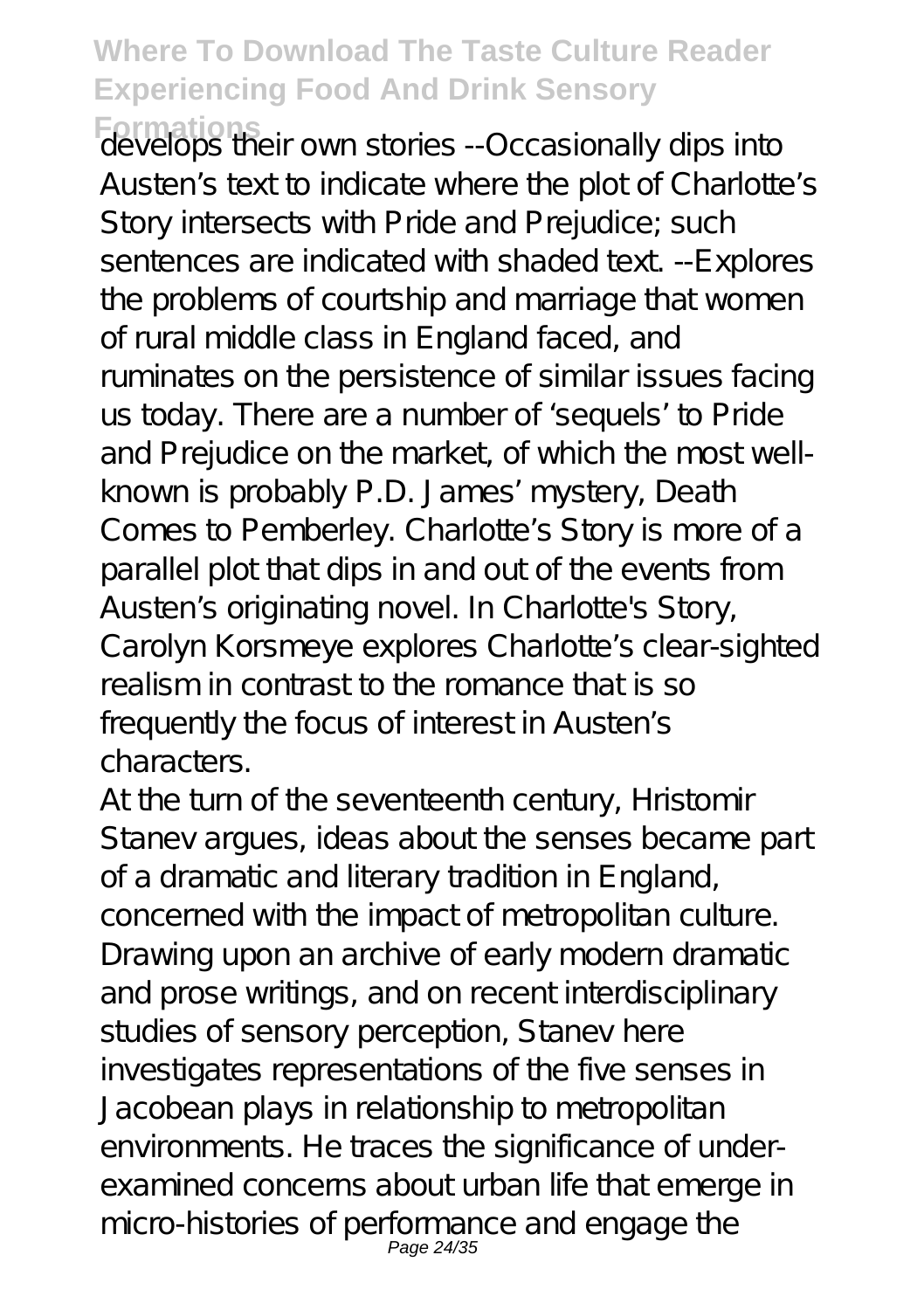develops their own stories --Occasionally dips into Austen's text to indicate where the plot of Charlotte's Story intersects with Pride and Prejudice; such sentences are indicated with shaded text. --Explores the problems of courtship and marriage that women of rural middle class in England faced, and ruminates on the persistence of similar issues facing us today. There are a number of 'sequels' to Pride and Prejudice on the market, of which the most well-known is probably P.D. James' mystery, Death Comes to Pemberley. Charlotte's Story is more of a parallel plot that dips in and out of the events from Austen's originating novel. In Charlotte's Story, Carolyn Korsmeye explores Charlotte's clear-sighted realism in contrast to the romance that is so frequently the focus of interest in Austen's characters.

At the turn of the seventeenth century, Hristomir Stanev argues, ideas about the senses became part of a dramatic and literary tradition in England, concerned with the impact of metropolitan culture. Drawing upon an archive of early modern dramatic and prose writings, and on recent interdisciplinary studies of sensory perception, Stanev here investigates representations of the five senses in Jacobean plays in relationship to metropolitan environments. He traces the significance of under-examined concerns about urban life that emerge in micro-histories of performance and engage the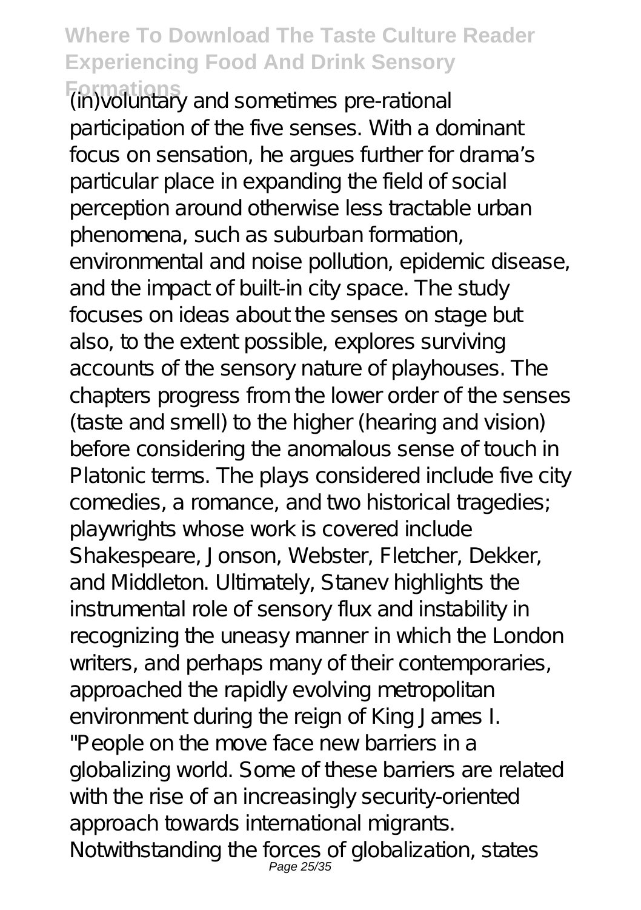(in)voluntary and sometimes pre-rational participation of the five senses. With a dominant focus on sensation, he argues further for drama's particular place in expanding the field of social perception around otherwise less tractable urban phenomena, such as suburban formation, environmental and noise pollution, epidemic disease, and the impact of built-in city space. The study focuses on ideas about the senses on stage but also, to the extent possible, explores surviving accounts of the sensory nature of playhouses. The chapters progress from the lower order of the senses (taste and smell) to the higher (hearing and vision) before considering the anomalous sense of touch in Platonic terms. The plays considered include five city comedies, a romance, and two historical tragedies; playwrights whose work is covered include Shakespeare, Jonson, Webster, Fletcher, Dekker, and Middleton. Ultimately, Stanev highlights the instrumental role of sensory flux and instability in recognizing the uneasy manner in which the London writers, and perhaps many of their contemporaries, approached the rapidly evolving metropolitan environment during the reign of King James I.

"People on the move face new barriers in a globalizing world. Some of these barriers are related with the rise of an increasingly security-oriented approach towards international migrants. Notwithstanding the forces of globalization, states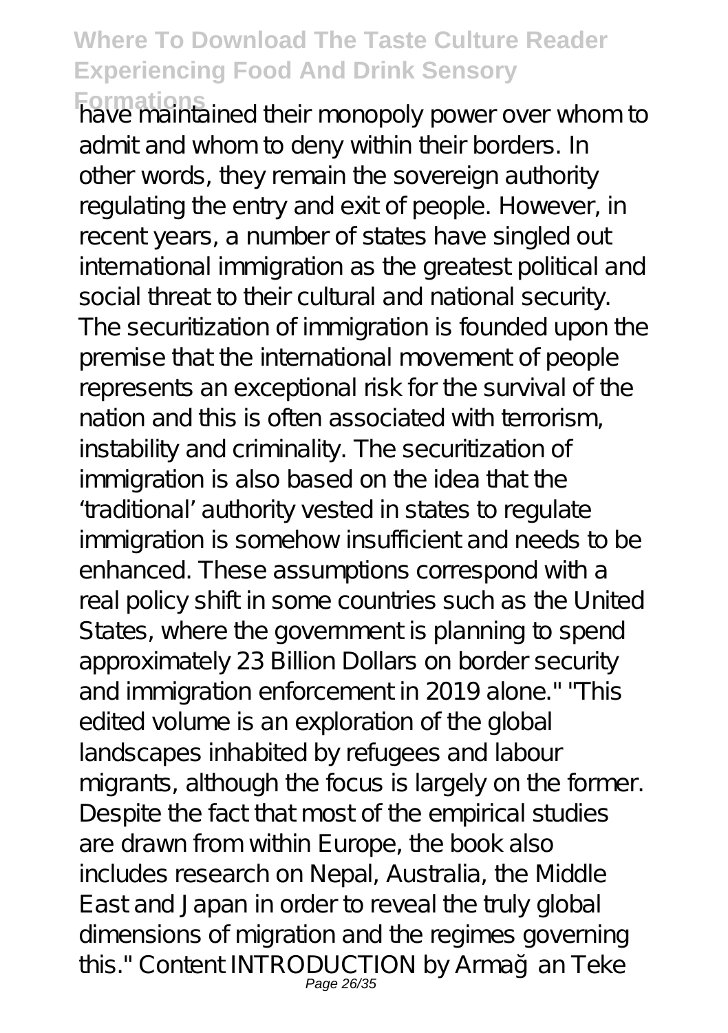have maintained their monopoly power over whom to admit and whom to deny within their borders. In other words, they remain the sovereign authority regulating the entry and exit of people. However, in recent years, a number of states have singled out international immigration as the greatest political and social threat to their cultural and national security. The securitization of immigration is founded upon the premise that the international movement of people represents an exceptional risk for the survival of the nation and this is often associated with terrorism, instability and criminality. The securitization of immigration is also based on the idea that the 'traditional' authority vested in states to regulate immigration is somehow insufficient and needs to be enhanced. These assumptions correspond with a real policy shift in some countries such as the United States, where the government is planning to spend approximately 23 Billion Dollars on border security and immigration enforcement in 2019 alone." "This edited volume is an exploration of the global landscapes inhabited by refugees and labour migrants, although the focus is largely on the former. Despite the fact that most of the empirical studies are drawn from within Europe, the book also includes research on Nepal, Australia, the Middle East and Japan in order to reveal the truly global dimensions of migration and the regimes governing this." Content INTRODUCTION by Armağan Teke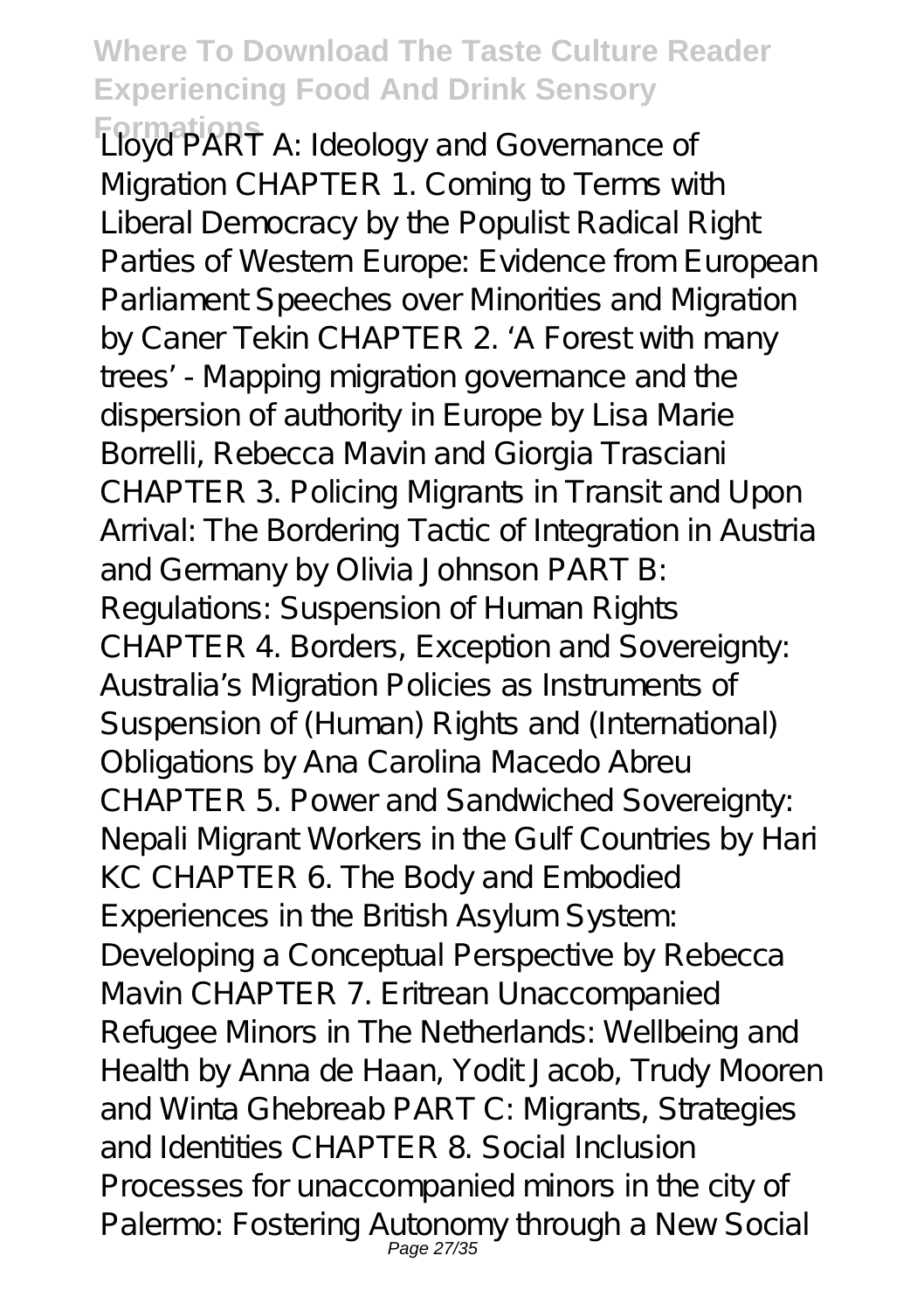Lloyd PART A: Ideology and Governance of Migration CHAPTER 1. Coming to Terms with Liberal Democracy by the Populist Radical Right Parties of Western Europe: Evidence from European Parliament Speeches over Minorities and Migration by Caner Tekin CHAPTER 2. 'A Forest with many trees' - Mapping migration governance and the dispersion of authority in Europe by Lisa Marie Borrelli, Rebecca Mavin and Giorgia Trasciani CHAPTER 3. Policing Migrants in Transit and Upon Arrival: The Bordering Tactic of Integration in Austria and Germany by Olivia Johnson PART B: Regulations: Suspension of Human Rights CHAPTER 4. Borders, Exception and Sovereignty: Australia's Migration Policies as Instruments of Suspension of (Human) Rights and (International) Obligations by Ana Carolina Macedo Abreu CHAPTER 5. Power and Sandwiched Sovereignty: Nepali Migrant Workers in the Gulf Countries by Hari KC CHAPTER 6. The Body and Embodied Experiences in the British Asylum System: Developing a Conceptual Perspective by Rebecca Mavin CHAPTER 7. Eritrean Unaccompanied Refugee Minors in The Netherlands: Wellbeing and Health by Anna de Haan, Yodit Jacob, Trudy Mooren and Winta Ghebreab PART C: Migrants, Strategies and Identities CHAPTER 8. Social Inclusion Processes for unaccompanied minors in the city of Palermo: Fostering Autonomy through a New Social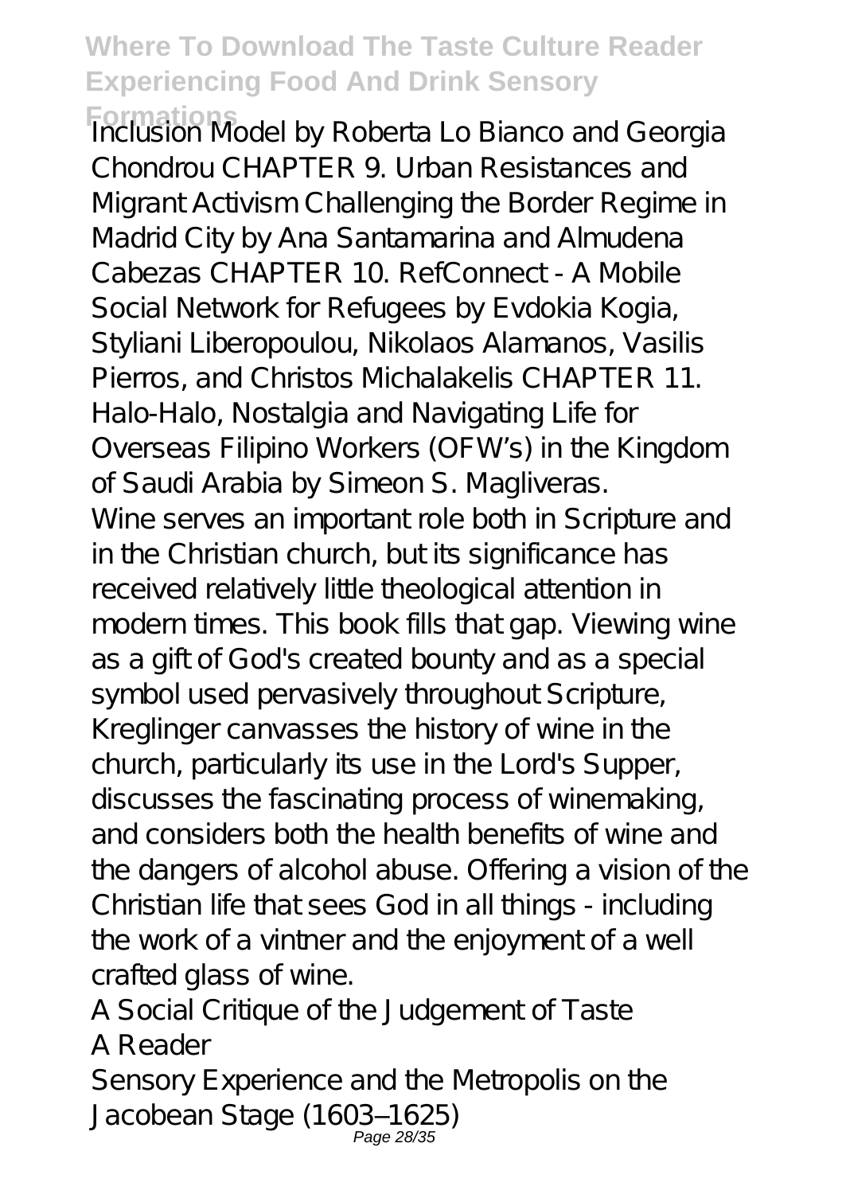Inclusion Model by Roberta Lo Bianco and Georgia Chondrou CHAPTER 9. Urban Resistances and Migrant Activism Challenging the Border Regime in Madrid City by Ana Santamarina and Almudena Cabezas CHAPTER 10. RefConnect - A Mobile Social Network for Refugees by Evdokia Kogia, Styliani Liberopoulou, Nikolaos Alamanos, Vasilis Pierros, and Christos Michalakelis CHAPTER 11. Halo-Halo, Nostalgia and Navigating Life for Overseas Filipino Workers (OFW's) in the Kingdom of Saudi Arabia by Simeon S. Magliveras.

Wine serves an important role both in Scripture and in the Christian church, but its significance has received relatively little theological attention in modern times. This book fills that gap. Viewing wine as a gift of God's created bounty and as a special symbol used pervasively throughout Scripture, Kreglinger canvasses the history of wine in the church, particularly its use in the Lord's Supper, discusses the fascinating process of winemaking, and considers both the health benefits of wine and the dangers of alcohol abuse. Offering a vision of the Christian life that sees God in all things - including the work of a vintner and the enjoyment of a well crafted glass of wine.

A Social Critique of the Judgement of Taste

A Reader

Sensory Experience and the Metropolis on the Jacobean Stage (1603–1625)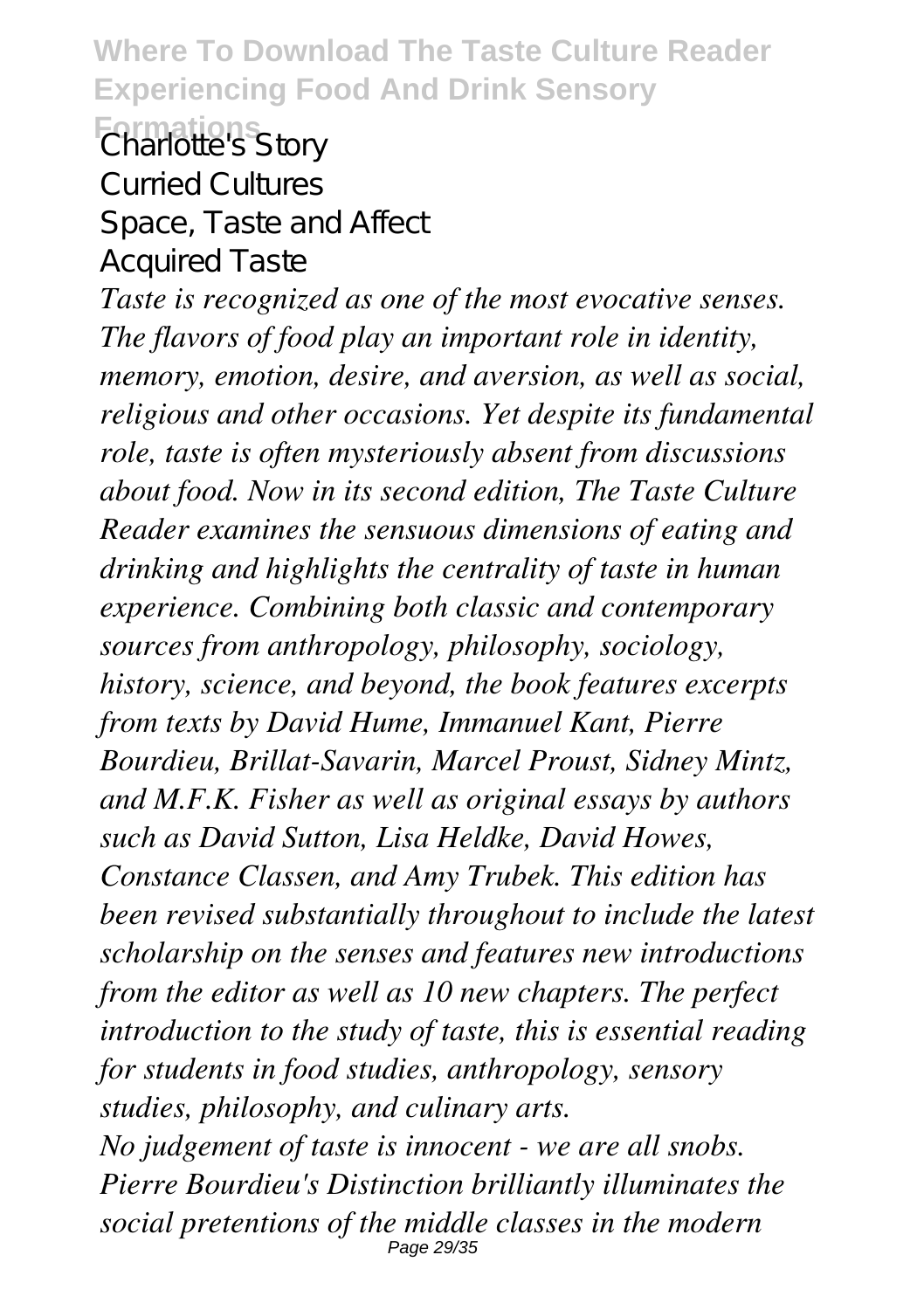Charlotte's Story
Curried Cultures
Space, Taste and Affect
Acquired Taste

*Taste is recognized as one of the most evocative senses. The flavors of food play an important role in identity, memory, emotion, desire, and aversion, as well as social, religious and other occasions. Yet despite its fundamental role, taste is often mysteriously absent from discussions about food. Now in its second edition, The Taste Culture Reader examines the sensuous dimensions of eating and drinking and highlights the centrality of taste in human experience. Combining both classic and contemporary sources from anthropology, philosophy, sociology, history, science, and beyond, the book features excerpts from texts by David Hume, Immanuel Kant, Pierre Bourdieu, Brillat-Savarin, Marcel Proust, Sidney Mintz, and M.F.K. Fisher as well as original essays by authors such as David Sutton, Lisa Heldke, David Howes, Constance Classen, and Amy Trubek. This edition has been revised substantially throughout to include the latest scholarship on the senses and features new introductions from the editor as well as 10 new chapters. The perfect introduction to the study of taste, this is essential reading for students in food studies, anthropology, sensory studies, philosophy, and culinary arts.*

*No judgement of taste is innocent - we are all snobs. Pierre Bourdieu's Distinction brilliantly illuminates the social pretentions of the middle classes in the modern*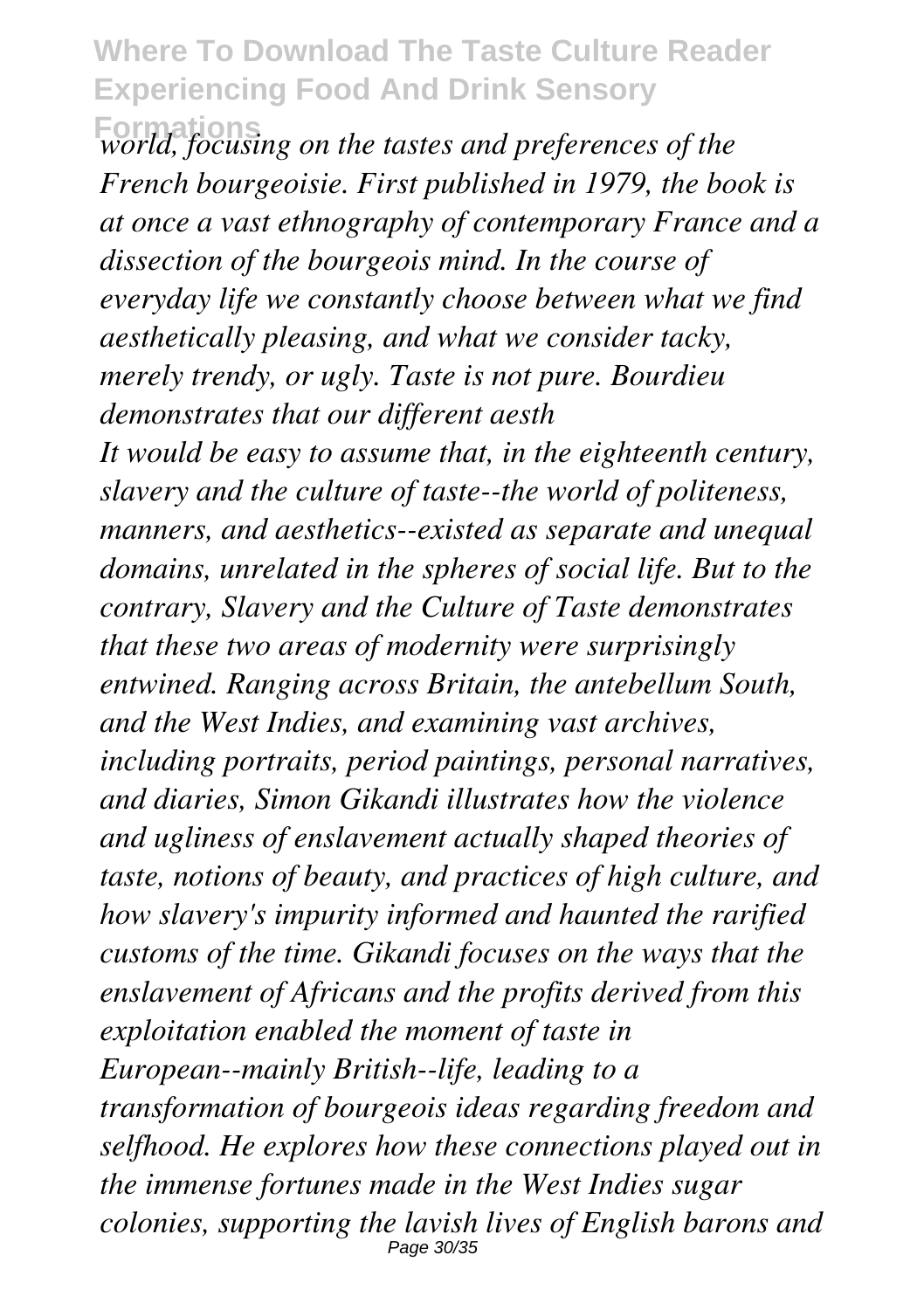*world, focusing on the tastes and preferences of the French bourgeoisie. First published in 1979, the book is at once a vast ethnography of contemporary France and a dissection of the bourgeois mind. In the course of everyday life we constantly choose between what we find aesthetically pleasing, and what we consider tacky, merely trendy, or ugly. Taste is not pure. Bourdieu demonstrates that our different aesth*

*It would be easy to assume that, in the eighteenth century, slavery and the culture of taste--the world of politeness, manners, and aesthetics--existed as separate and unequal domains, unrelated in the spheres of social life. But to the contrary, Slavery and the Culture of Taste demonstrates that these two areas of modernity were surprisingly entwined. Ranging across Britain, the antebellum South, and the West Indies, and examining vast archives, including portraits, period paintings, personal narratives, and diaries, Simon Gikandi illustrates how the violence and ugliness of enslavement actually shaped theories of taste, notions of beauty, and practices of high culture, and how slavery's impurity informed and haunted the rarified customs of the time. Gikandi focuses on the ways that the enslavement of Africans and the profits derived from this exploitation enabled the moment of taste in European--mainly British--life, leading to a transformation of bourgeois ideas regarding freedom and selfhood. He explores how these connections played out in the immense fortunes made in the West Indies sugar colonies, supporting the lavish lives of English barons and*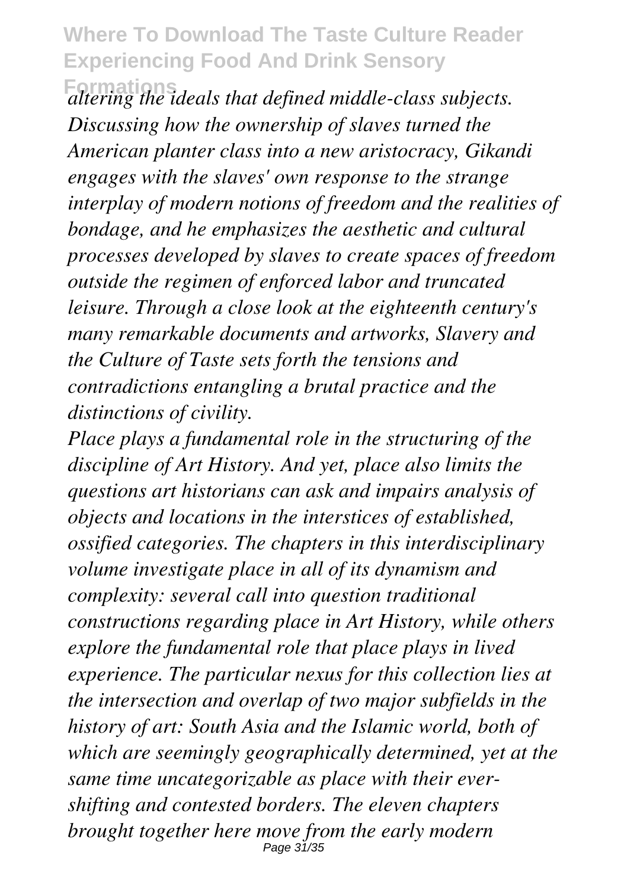*altering the ideals that defined middle-class subjects. Discussing how the ownership of slaves turned the American planter class into a new aristocracy, Gikandi engages with the slaves' own response to the strange interplay of modern notions of freedom and the realities of bondage, and he emphasizes the aesthetic and cultural processes developed by slaves to create spaces of freedom outside the regimen of enforced labor and truncated leisure. Through a close look at the eighteenth century's many remarkable documents and artworks, Slavery and the Culture of Taste sets forth the tensions and contradictions entangling a brutal practice and the distinctions of civility.*

*Place plays a fundamental role in the structuring of the discipline of Art History. And yet, place also limits the questions art historians can ask and impairs analysis of objects and locations in the interstices of established, ossified categories. The chapters in this interdisciplinary volume investigate place in all of its dynamism and complexity: several call into question traditional constructions regarding place in Art History, while others explore the fundamental role that place plays in lived experience. The particular nexus for this collection lies at the intersection and overlap of two major subfields in the history of art: South Asia and the Islamic world, both of which are seemingly geographically determined, yet at the same time uncategorizable as place with their ever-shifting and contested borders. The eleven chapters brought together here move from the early modern*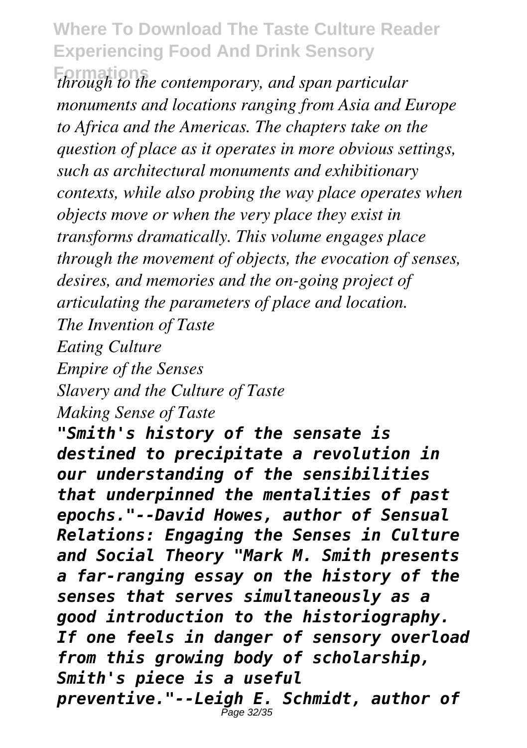*through to the contemporary, and span particular monuments and locations ranging from Asia and Europe to Africa and the Americas. The chapters take on the question of place as it operates in more obvious settings, such as architectural monuments and exhibitionary contexts, while also probing the way place operates when objects move or when the very place they exist in transforms dramatically. This volume engages place through the movement of objects, the evocation of senses, desires, and memories and the on-going project of articulating the parameters of place and location.*

*The Invention of Taste*

*Eating Culture*

*Empire of the Senses*

*Slavery and the Culture of Taste*

*Making Sense of Taste*

***"Smith's history of the sensate is destined to precipitate a revolution in our understanding of the sensibilities that underpinned the mentalities of past epochs."--David Howes, author of Sensual Relations: Engaging the Senses in Culture and Social Theory "Mark M. Smith presents a far-ranging essay on the history of the senses that serves simultaneously as a good introduction to the historiography. If one feels in danger of sensory overload from this growing body of scholarship, Smith's piece is a useful preventive."--Leigh E. Schmidt, author of***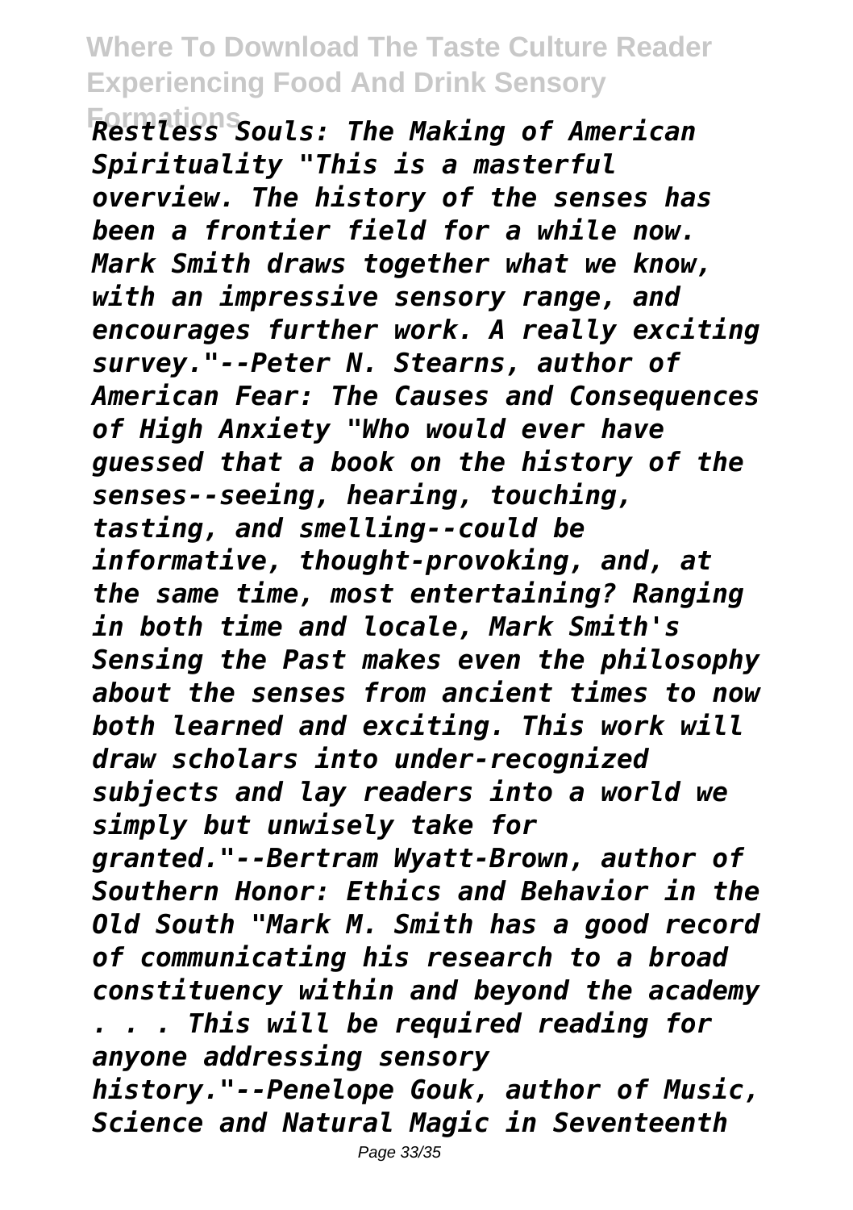*Restless Souls: The Making of American Spirituality "This is a masterful overview. The history of the senses has been a frontier field for a while now. Mark Smith draws together what we know, with an impressive sensory range, and encourages further work. A really exciting survey."--Peter N. Stearns, author of American Fear: The Causes and Consequences of High Anxiety "Who would ever have guessed that a book on the history of the senses--seeing, hearing, touching, tasting, and smelling--could be informative, thought-provoking, and, at the same time, most entertaining? Ranging in both time and locale, Mark Smith's Sensing the Past makes even the philosophy about the senses from ancient times to now both learned and exciting. This work will draw scholars into under-recognized subjects and lay readers into a world we simply but unwisely take for granted."--Bertram Wyatt-Brown, author of Southern Honor: Ethics and Behavior in the Old South "Mark M. Smith has a good record of communicating his research to a broad constituency within and beyond the academy . . . This will be required reading for anyone addressing sensory history."--Penelope Gouk, author of Music, Science and Natural Magic in Seventeenth*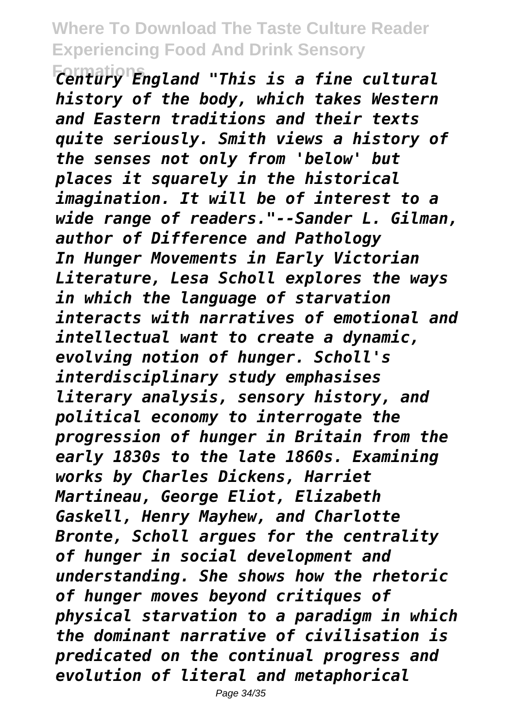*Century England "This is a fine cultural history of the body, which takes Western and Eastern traditions and their texts quite seriously. Smith views a history of the senses not only from 'below' but places it squarely in the historical imagination. It will be of interest to a wide range of readers."--Sander L. Gilman, author of Difference and Pathology*

*In Hunger Movements in Early Victorian Literature, Lesa Scholl explores the ways in which the language of starvation interacts with narratives of emotional and intellectual want to create a dynamic, evolving notion of hunger. Scholl's interdisciplinary study emphasises literary analysis, sensory history, and political economy to interrogate the progression of hunger in Britain from the early 1830s to the late 1860s. Examining works by Charles Dickens, Harriet Martineau, George Eliot, Elizabeth Gaskell, Henry Mayhew, and Charlotte Bronte, Scholl argues for the centrality of hunger in social development and understanding. She shows how the rhetoric of hunger moves beyond critiques of physical starvation to a paradigm in which the dominant narrative of civilisation is predicated on the continual progress and evolution of literal and metaphorical*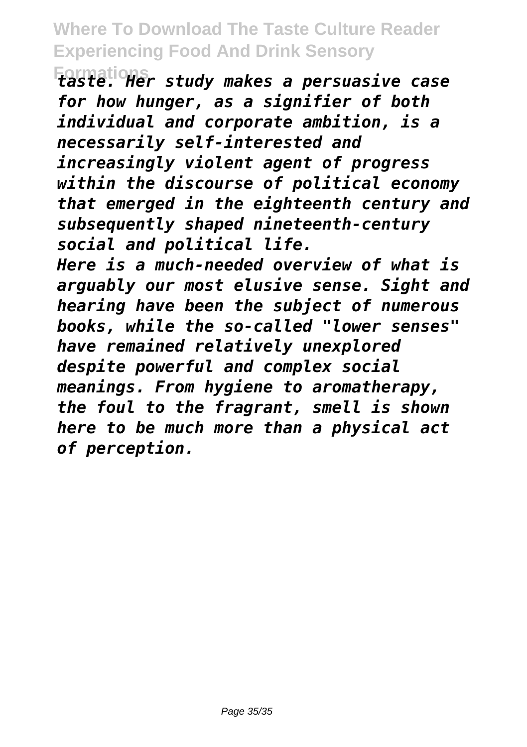*taste. Her study makes a persuasive case for how hunger, as a signifier of both individual and corporate ambition, is a necessarily self-interested and increasingly violent agent of progress within the discourse of political economy that emerged in the eighteenth century and subsequently shaped nineteenth-century social and political life.*

*Here is a much-needed overview of what is arguably our most elusive sense. Sight and hearing have been the subject of numerous books, while the so-called "lower senses" have remained relatively unexplored despite powerful and complex social meanings. From hygiene to aromatherapy, the foul to the fragrant, smell is shown here to be much more than a physical act of perception.*